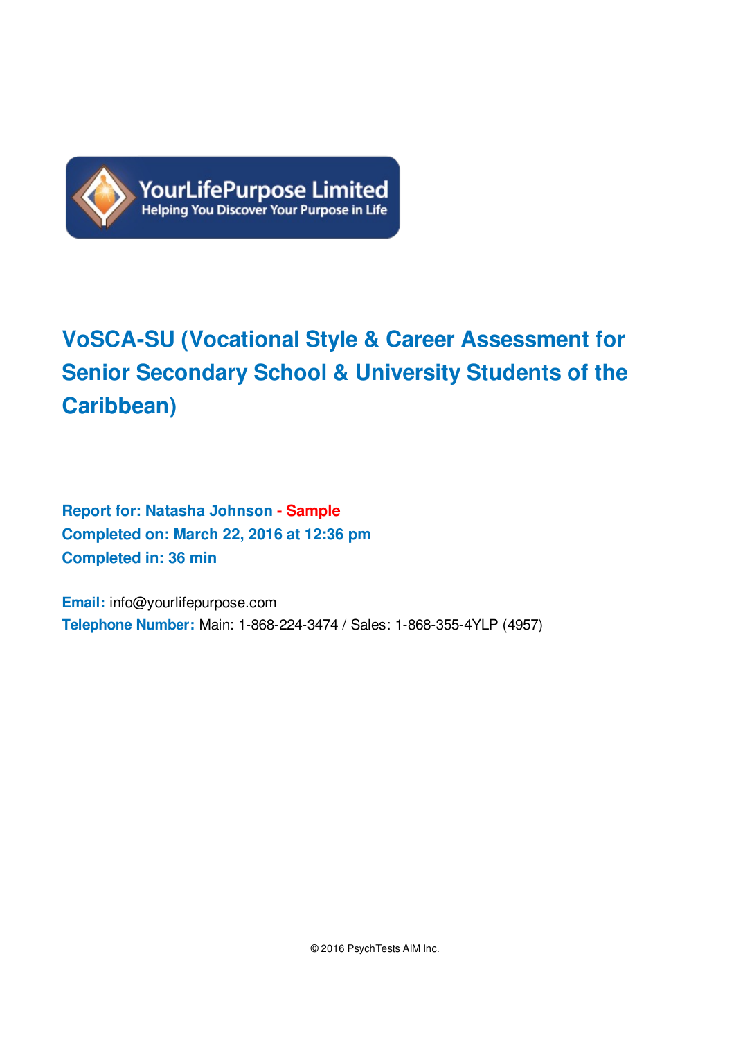YourLifePurpose Limited
Helping You Discover Your Purpose in Life

# VoSCA-SU (Vocational Style & Career Assessment for Senior Secondary School & University Students of the Caribbean)

**Report for: Natasha Johnson - Sample**
**Completed on: March 22, 2016 at 12:36 pm**
**Completed in: 36 min**

**Email:** info@yourlifepurpose.com
**Telephone Number:** Main: 1-868-224-3474 / Sales: 1-868-355-4YLP (4957)

© 2016 PsychTests AIM Inc.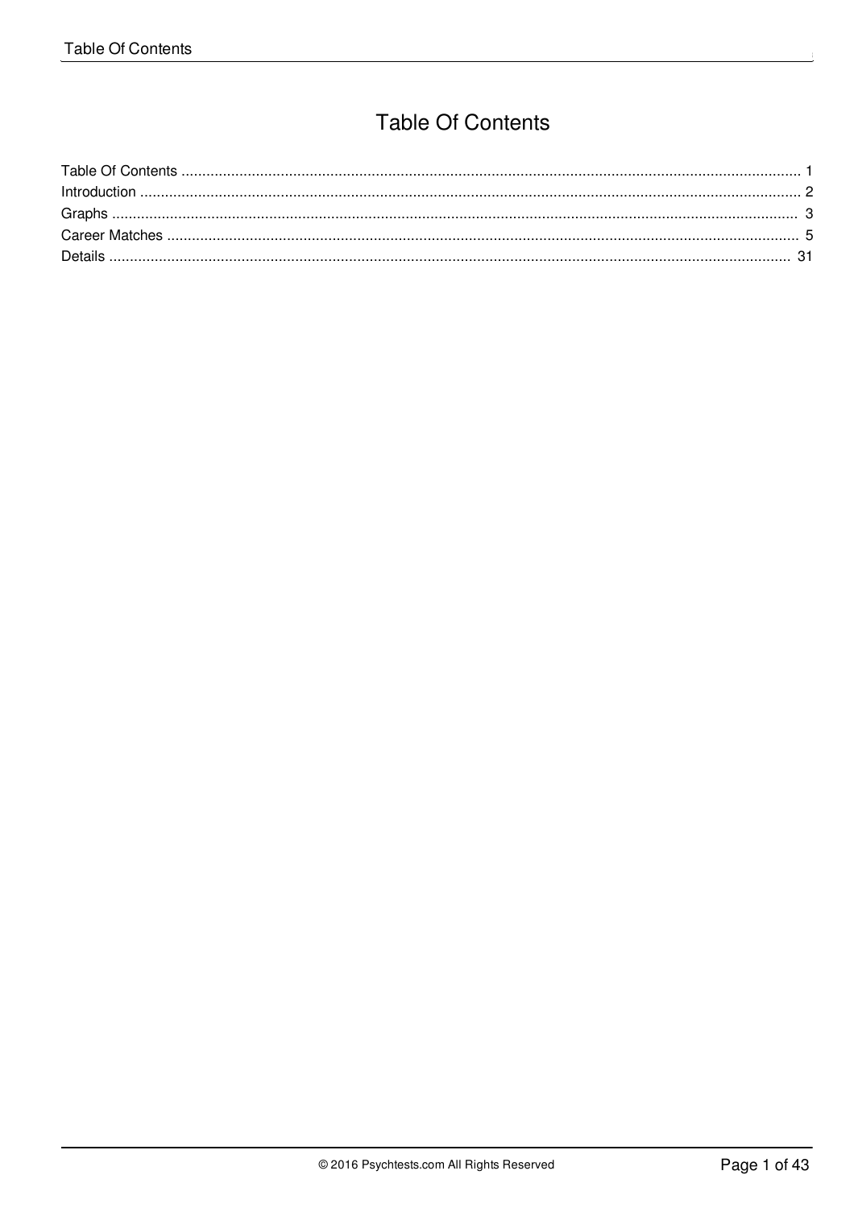# Table Of Contents

| Section | Page |
| --- | --- |
| Table Of Contents | 1 |
| Introduction | 2 |
| Graphs | 3 |
| Career Matches | 5 |
| Details | 31 |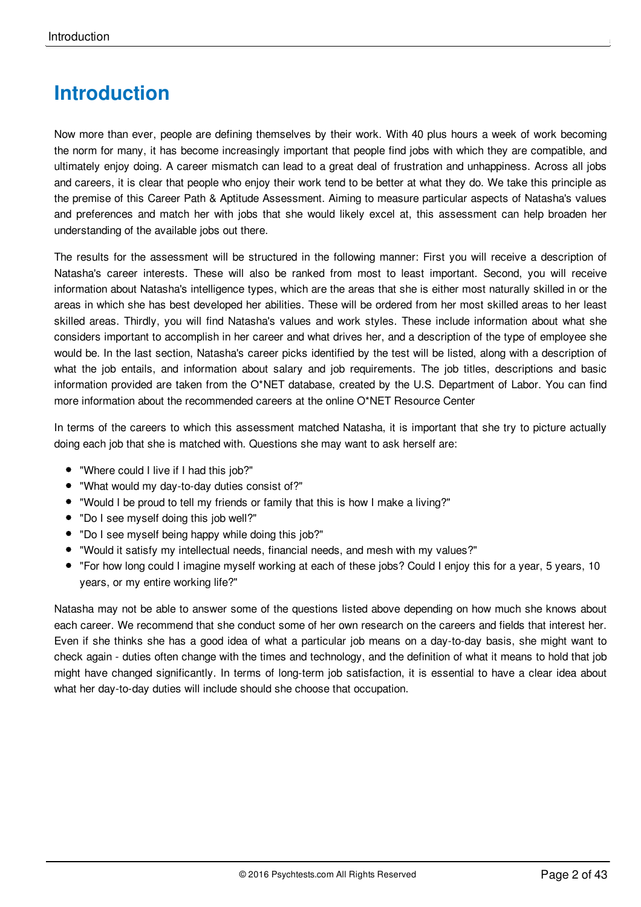# Introduction

Now more than ever, people are defining themselves by their work. With 40 plus hours a week of work becoming the norm for many, it has become increasingly important that people find jobs with which they are compatible, and ultimately enjoy doing. A career mismatch can lead to a great deal of frustration and unhappiness. Across all jobs and careers, it is clear that people who enjoy their work tend to be better at what they do. We take this principle as the premise of this Career Path & Aptitude Assessment. Aiming to measure particular aspects of Natasha's values and preferences and match her with jobs that she would likely excel at, this assessment can help broaden her understanding of the available jobs out there.

The results for the assessment will be structured in the following manner: First you will receive a description of Natasha's career interests. These will also be ranked from most to least important. Second, you will receive information about Natasha's intelligence types, which are the areas that she is either most naturally skilled in or the areas in which she has best developed her abilities. These will be ordered from her most skilled areas to her least skilled areas. Thirdly, you will find Natasha's values and work styles. These include information about what she considers important to accomplish in her career and what drives her, and a description of the type of employee she would be. In the last section, Natasha's career picks identified by the test will be listed, along with a description of what the job entails, and information about salary and job requirements. The job titles, descriptions and basic information provided are taken from the O*NET database, created by the U.S. Department of Labor. You can find more information about the recommended careers at the online O*NET Resource Center

In terms of the careers to which this assessment matched Natasha, it is important that she try to picture actually doing each job that she is matched with. Questions she may want to ask herself are:

- "Where could I live if I had this job?"
- "What would my day-to-day duties consist of?"
- "Would I be proud to tell my friends or family that this is how I make a living?"
- "Do I see myself doing this job well?"
- "Do I see myself being happy while doing this job?"
- "Would it satisfy my intellectual needs, financial needs, and mesh with my values?"
- "For how long could I imagine myself working at each of these jobs? Could I enjoy this for a year, 5 years, 10 years, or my entire working life?"

Natasha may not be able to answer some of the questions listed above depending on how much she knows about each career. We recommend that she conduct some of her own research on the careers and fields that interest her. Even if she thinks she has a good idea of what a particular job means on a day-to-day basis, she might want to check again - duties often change with the times and technology, and the definition of what it means to hold that job might have changed significantly. In terms of long-term job satisfaction, it is essential to have a clear idea about what her day-to-day duties will include should she choose that occupation.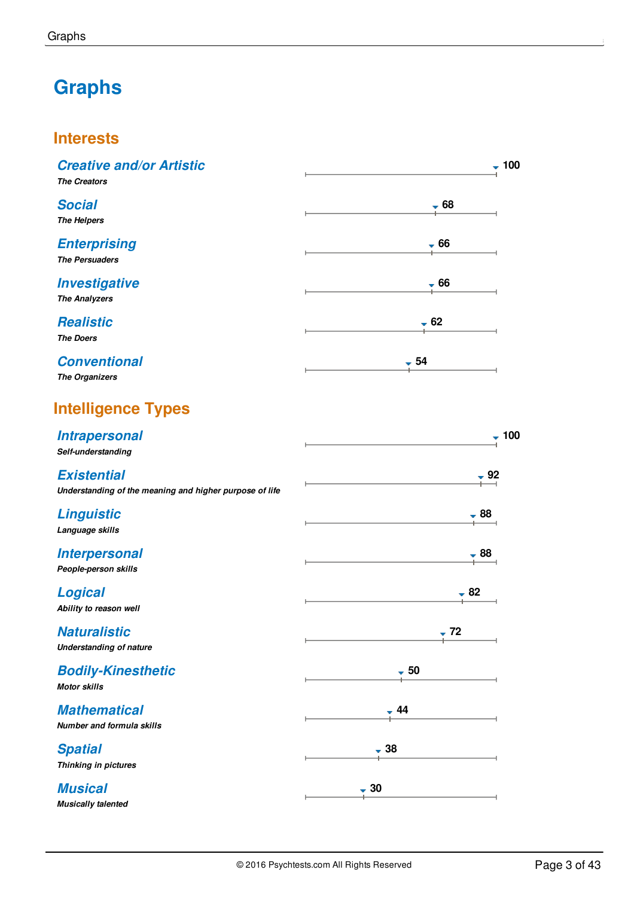# Graphs

## Interests

### *Creative and/or Artistic*

***The Creators***

100

### *Social*

***The Helpers***

68

### *Enterprising*

***The Persuaders***

66

### *Investigative*

***The Analyzers***

66

### *Realistic*

***The Doers***

62

### *Conventional*

***The Organizers***

54

## Intelligence Types

### *Intrapersonal*

***Self-understanding***

100

### *Existential*

***Understanding of the meaning and higher purpose of life***

92

### *Linguistic*

***Language skills***

88

### *Interpersonal*

***People-person skills***

88

### *Logical*

***Ability to reason well***

82

### *Naturalistic*

***Understanding of nature***

72

### *Bodily-Kinesthetic*

***Motor skills***

50

### *Mathematical*

***Number and formula skills***

44

### *Spatial*

***Thinking in pictures***

38

### *Musical*

***Musically talented***

30

© 2016 Psychtests.com All Rights Reserved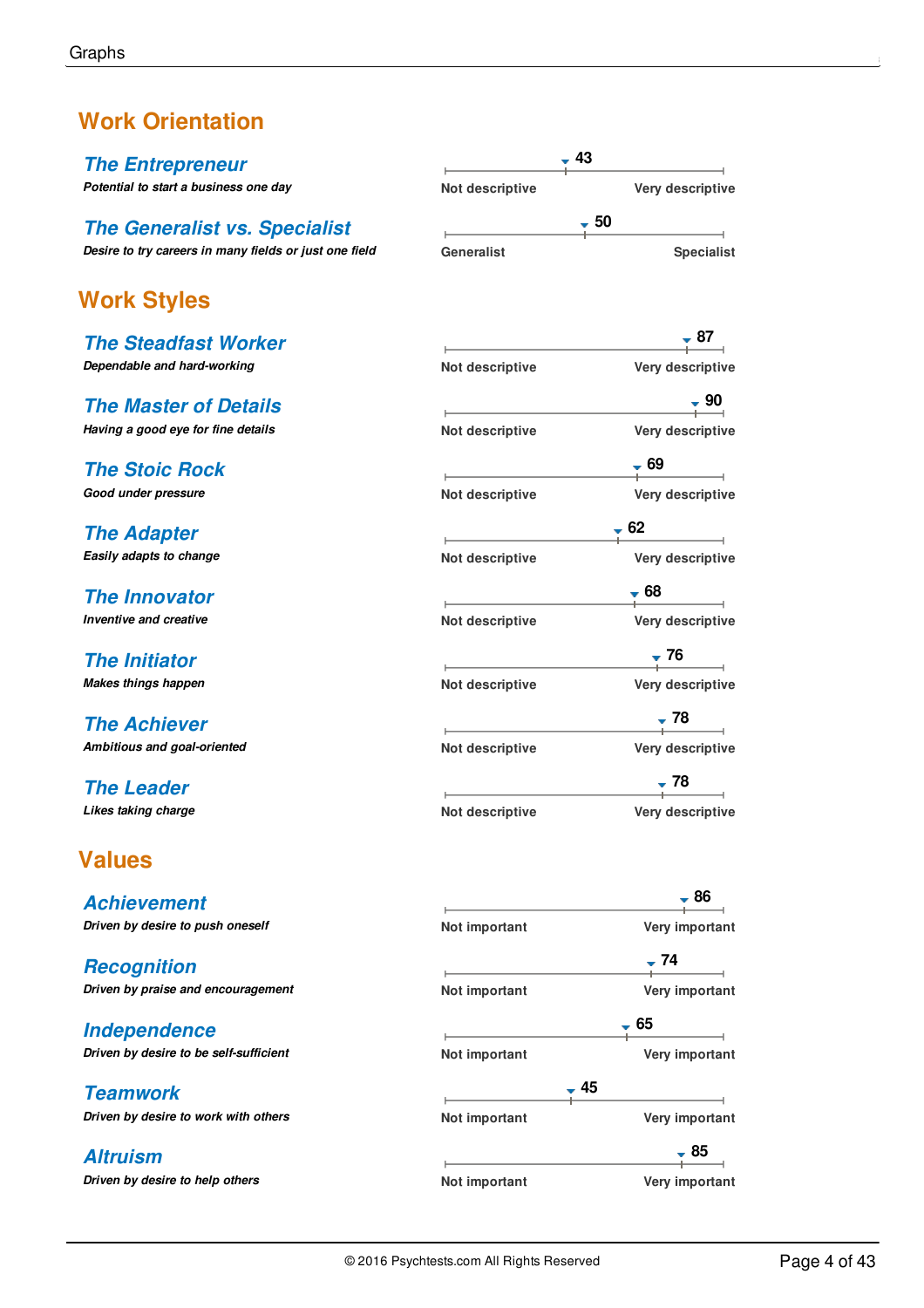## Work Orientation

### The Entrepreneur
*Potential to start a business one day*

43 — Not descriptive / Very descriptive

### The Generalist vs. Specialist
*Desire to try careers in many fields or just one field*

50 — Generalist / Specialist

## Work Styles

### The Steadfast Worker
*Dependable and hard-working*

87 — Not descriptive / Very descriptive

### The Master of Details
*Having a good eye for fine details*

90 — Not descriptive / Very descriptive

### The Stoic Rock
*Good under pressure*

69 — Not descriptive / Very descriptive

### The Adapter
*Easily adapts to change*

62 — Not descriptive / Very descriptive

### The Innovator
*Inventive and creative*

68 — Not descriptive / Very descriptive

### The Initiator
*Makes things happen*

76 — Not descriptive / Very descriptive

### The Achiever
*Ambitious and goal-oriented*

78 — Not descriptive / Very descriptive

### The Leader
*Likes taking charge*

78 — Not descriptive / Very descriptive

## Values

### Achievement
*Driven by desire to push oneself*

86 — Not important / Very important

### Recognition
*Driven by praise and encouragement*

74 — Not important / Very important

### Independence
*Driven by desire to be self-sufficient*

65 — Not important / Very important

### Teamwork
*Driven by desire to work with others*

45 — Not important / Very important

### Altruism
*Driven by desire to help others*

85 — Not important / Very important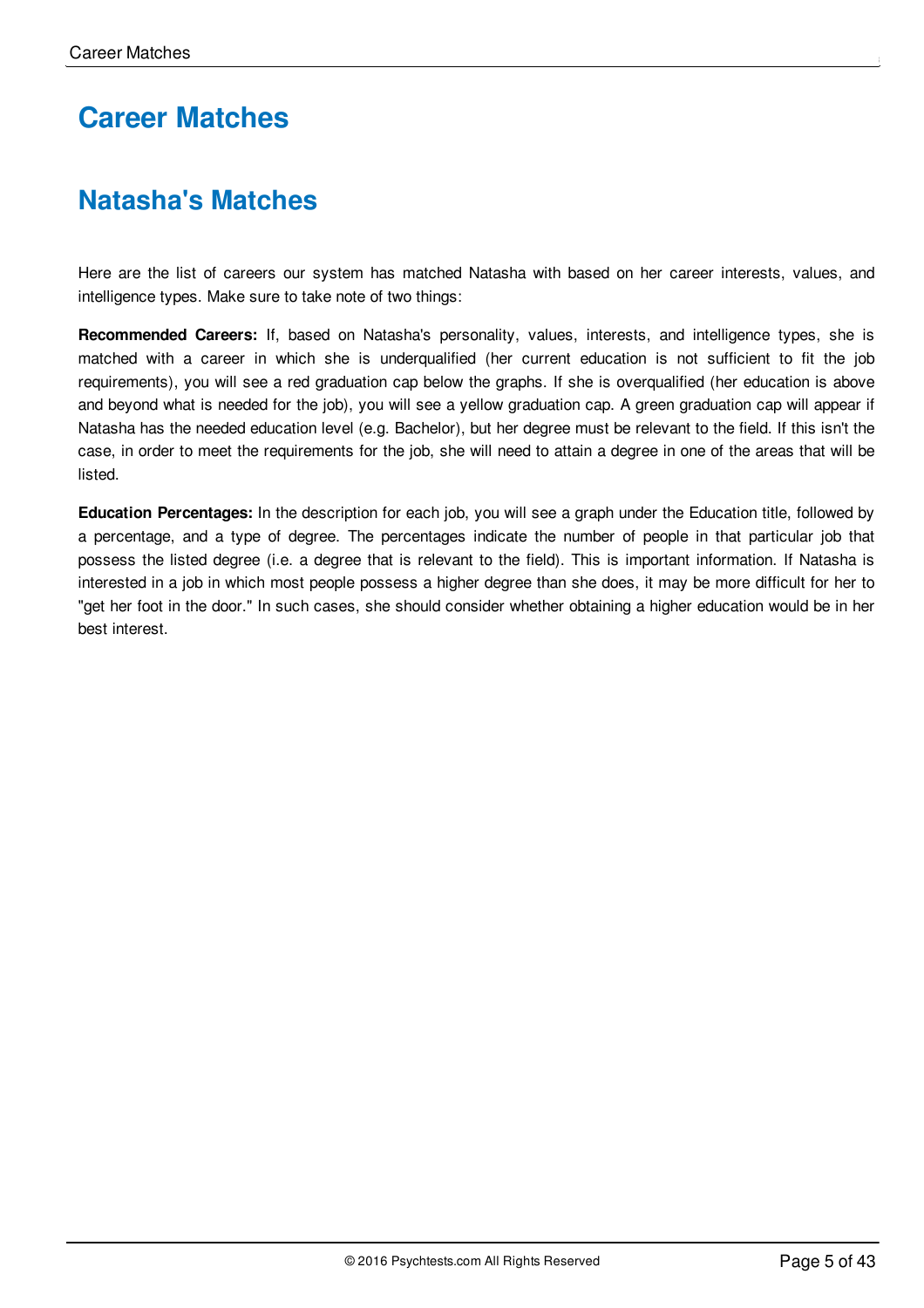# Career Matches

## Natasha's Matches

Here are the list of careers our system has matched Natasha with based on her career interests, values, and intelligence types. Make sure to take note of two things:

**Recommended Careers:** If, based on Natasha's personality, values, interests, and intelligence types, she is matched with a career in which she is underqualified (her current education is not sufficient to fit the job requirements), you will see a red graduation cap below the graphs. If she is overqualified (her education is above and beyond what is needed for the job), you will see a yellow graduation cap. A green graduation cap will appear if Natasha has the needed education level (e.g. Bachelor), but her degree must be relevant to the field. If this isn't the case, in order to meet the requirements for the job, she will need to attain a degree in one of the areas that will be listed.

**Education Percentages:** In the description for each job, you will see a graph under the Education title, followed by a percentage, and a type of degree. The percentages indicate the number of people in that particular job that possess the listed degree (i.e. a degree that is relevant to the field). This is important information. If Natasha is interested in a job in which most people possess a higher degree than she does, it may be more difficult for her to "get her foot in the door." In such cases, she should consider whether obtaining a higher education would be in her best interest.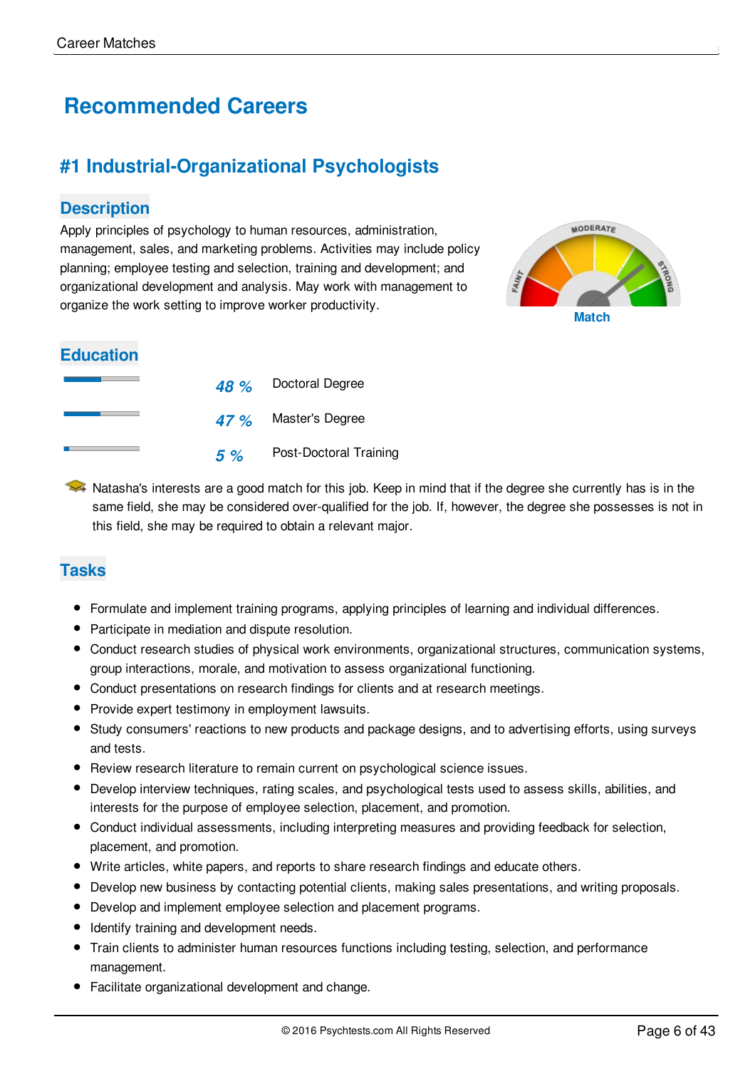# Recommended Careers

## #1 Industrial-Organizational Psychologists

### Description

Apply principles of psychology to human resources, administration, management, sales, and marketing problems. Activities may include policy planning; employee testing and selection, training and development; and organizational development and analysis. May work with management to organize the work setting to improve worker productivity.

Match

### Education

| | | |
|---|---|---|
| | *48 %* | Doctoral Degree |
| | *47 %* | Master's Degree |
| | *5 %* | Post-Doctoral Training |

Natasha's interests are a good match for this job. Keep in mind that if the degree she currently has is in the same field, she may be considered over-qualified for the job. If, however, the degree she possesses is not in this field, she may be required to obtain a relevant major.

### Tasks

- Formulate and implement training programs, applying principles of learning and individual differences.
- Participate in mediation and dispute resolution.
- Conduct research studies of physical work environments, organizational structures, communication systems, group interactions, morale, and motivation to assess organizational functioning.
- Conduct presentations on research findings for clients and at research meetings.
- Provide expert testimony in employment lawsuits.
- Study consumers' reactions to new products and package designs, and to advertising efforts, using surveys and tests.
- Review research literature to remain current on psychological science issues.
- Develop interview techniques, rating scales, and psychological tests used to assess skills, abilities, and interests for the purpose of employee selection, placement, and promotion.
- Conduct individual assessments, including interpreting measures and providing feedback for selection, placement, and promotion.
- Write articles, white papers, and reports to share research findings and educate others.
- Develop new business by contacting potential clients, making sales presentations, and writing proposals.
- Develop and implement employee selection and placement programs.
- Identify training and development needs.
- Train clients to administer human resources functions including testing, selection, and performance management.
- Facilitate organizational development and change.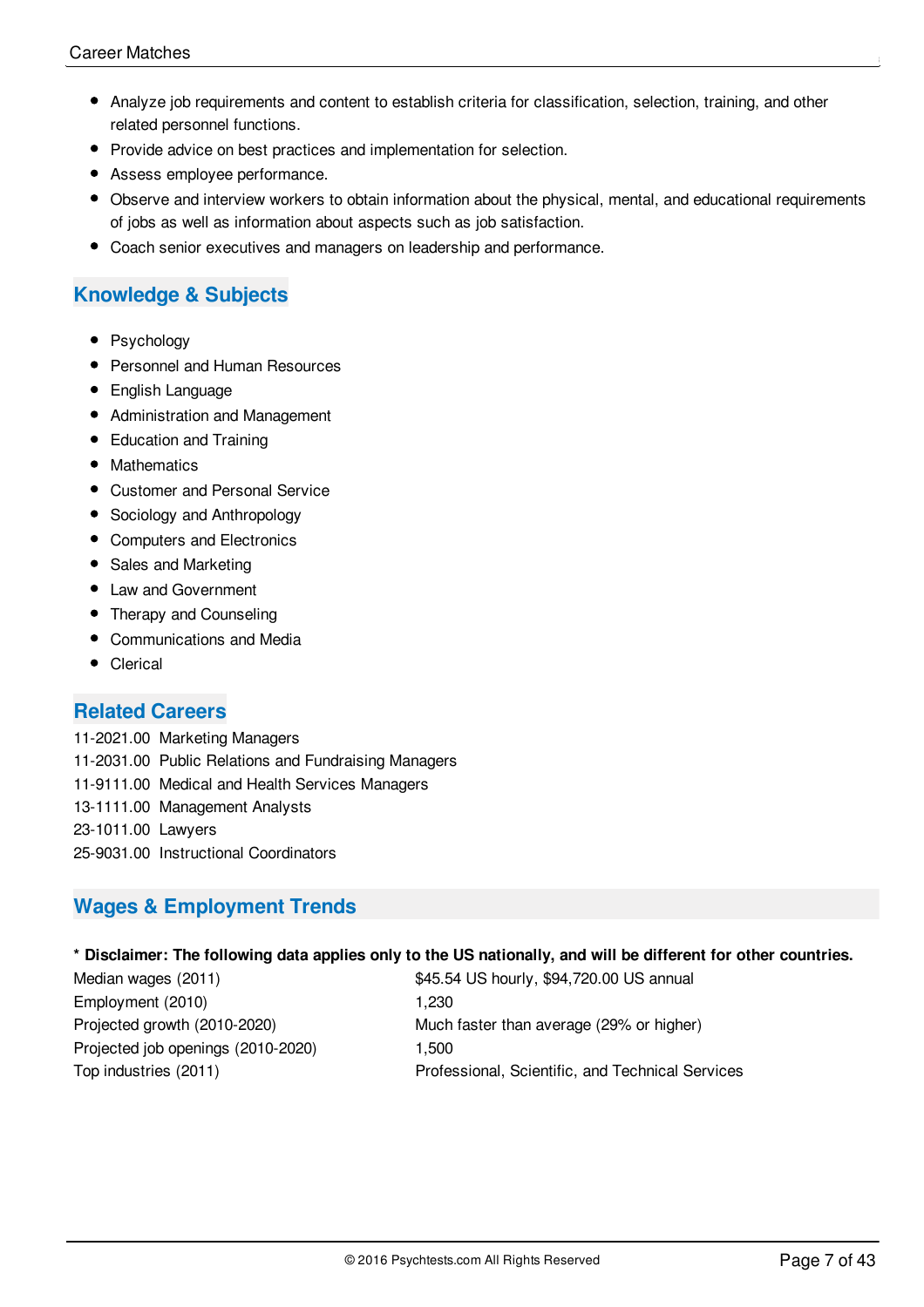- Analyze job requirements and content to establish criteria for classification, selection, training, and other related personnel functions.
- Provide advice on best practices and implementation for selection.
- Assess employee performance.
- Observe and interview workers to obtain information about the physical, mental, and educational requirements of jobs as well as information about aspects such as job satisfaction.
- Coach senior executives and managers on leadership and performance.

## Knowledge & Subjects

- Psychology
- Personnel and Human Resources
- English Language
- Administration and Management
- Education and Training
- Mathematics
- Customer and Personal Service
- Sociology and Anthropology
- Computers and Electronics
- Sales and Marketing
- Law and Government
- Therapy and Counseling
- Communications and Media
- Clerical

## Related Careers

11-2021.00 Marketing Managers
11-2031.00 Public Relations and Fundraising Managers
11-9111.00 Medical and Health Services Managers
13-1111.00 Management Analysts
23-1011.00 Lawyers
25-9031.00 Instructional Coordinators

## Wages & Employment Trends

**\* Disclaimer: The following data applies only to the US nationally, and will be different for other countries.**

| | |
|---|---|
| Median wages (2011) | $45.54 US hourly, $94,720.00 US annual |
| Employment (2010) | 1,230 |
| Projected growth (2010-2020) | Much faster than average (29% or higher) |
| Projected job openings (2010-2020) | 1,500 |
| Top industries (2011) | Professional, Scientific, and Technical Services |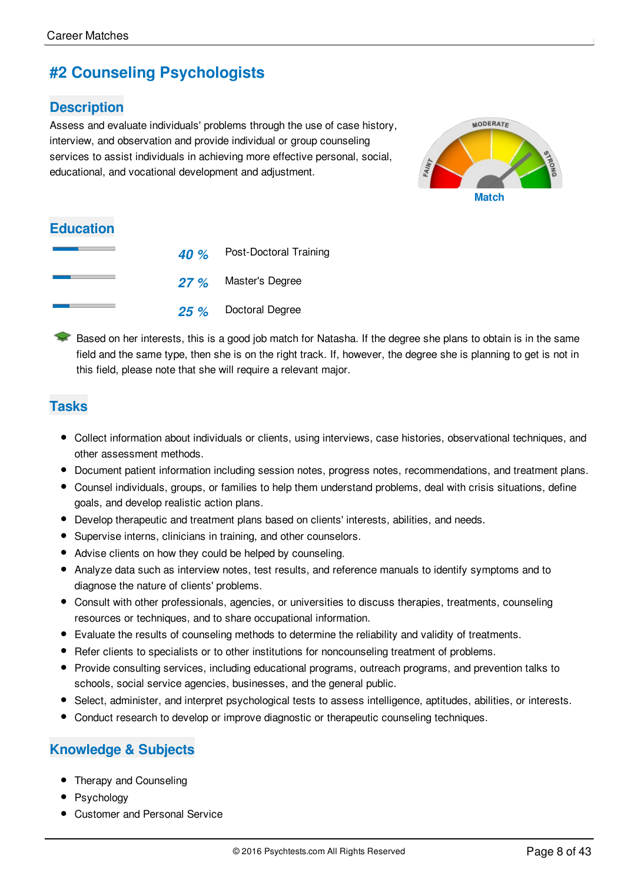## #2 Counseling Psychologists

### Description

Assess and evaluate individuals' problems through the use of case history, interview, and observation and provide individual or group counseling services to assist individuals in achieving more effective personal, social, educational, and vocational development and adjustment.

MODERATE

FAINT

STRONG

**Match**

### Education

| | | |
|---|---|---|
| | *40 %* | Post-Doctoral Training |
| | *27 %* | Master's Degree |
| | *25 %* | Doctoral Degree |

Based on her interests, this is a good job match for Natasha. If the degree she plans to obtain is in the same field and the same type, then she is on the right track. If, however, the degree she is planning to get is not in this field, please note that she will require a relevant major.

### Tasks

- Collect information about individuals or clients, using interviews, case histories, observational techniques, and other assessment methods.
- Document patient information including session notes, progress notes, recommendations, and treatment plans.
- Counsel individuals, groups, or families to help them understand problems, deal with crisis situations, define goals, and develop realistic action plans.
- Develop therapeutic and treatment plans based on clients' interests, abilities, and needs.
- Supervise interns, clinicians in training, and other counselors.
- Advise clients on how they could be helped by counseling.
- Analyze data such as interview notes, test results, and reference manuals to identify symptoms and to diagnose the nature of clients' problems.
- Consult with other professionals, agencies, or universities to discuss therapies, treatments, counseling resources or techniques, and to share occupational information.
- Evaluate the results of counseling methods to determine the reliability and validity of treatments.
- Refer clients to specialists or to other institutions for noncounseling treatment of problems.
- Provide consulting services, including educational programs, outreach programs, and prevention talks to schools, social service agencies, businesses, and the general public.
- Select, administer, and interpret psychological tests to assess intelligence, aptitudes, abilities, or interests.
- Conduct research to develop or improve diagnostic or therapeutic counseling techniques.

### Knowledge & Subjects

- Therapy and Counseling
- Psychology
- Customer and Personal Service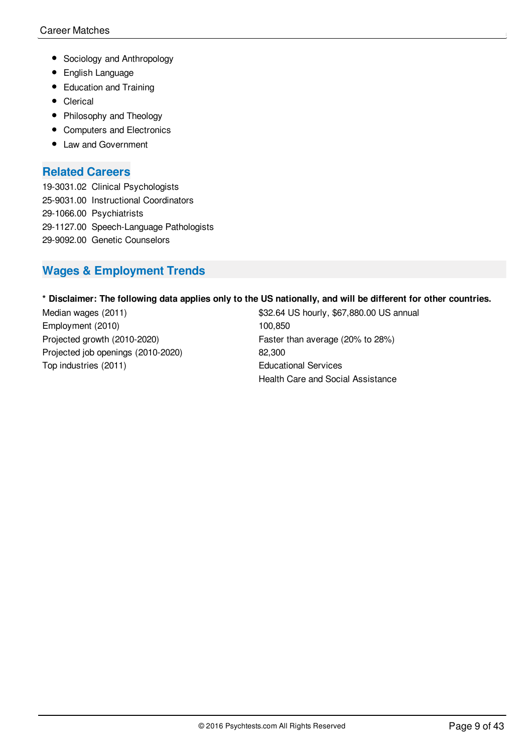- Sociology and Anthropology
- English Language
- Education and Training
- Clerical
- Philosophy and Theology
- Computers and Electronics
- Law and Government

## Related Careers

19-3031.02 Clinical Psychologists
25-9031.00 Instructional Coordinators
29-1066.00 Psychiatrists
29-1127.00 Speech-Language Pathologists
29-9092.00 Genetic Counselors

## Wages & Employment Trends

**\* Disclaimer: The following data applies only to the US nationally, and will be different for other countries.**

| | |
|---|---|
| Median wages (2011) | $32.64 US hourly, $67,880.00 US annual |
| Employment (2010) | 100,850 |
| Projected growth (2010-2020) | Faster than average (20% to 28%) |
| Projected job openings (2010-2020) | 82,300 |
| Top industries (2011) | Educational Services<br>Health Care and Social Assistance |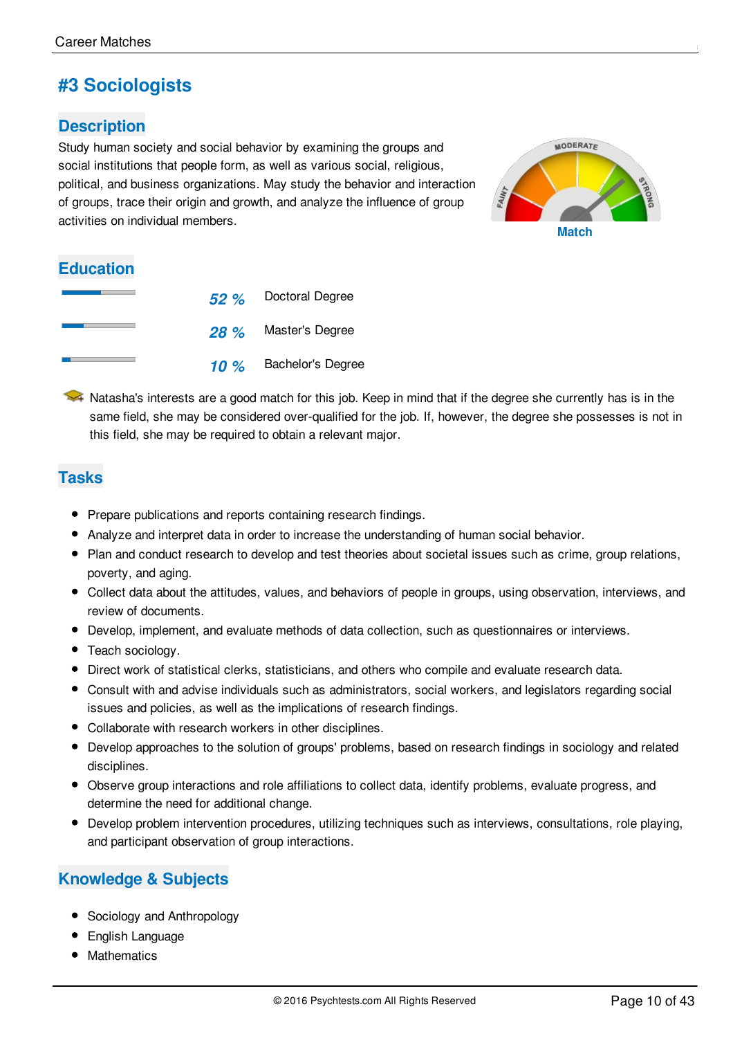## #3 Sociologists

### Description

Study human society and social behavior by examining the groups and social institutions that people form, as well as various social, religious, political, and business organizations. May study the behavior and interaction of groups, trace their origin and growth, and analyze the influence of group activities on individual members.

Match

### Education

| | | |
|---|---|---|
| | *52 %* | Doctoral Degree |
| | *28 %* | Master's Degree |
| | *10 %* | Bachelor's Degree |

Natasha's interests are a good match for this job. Keep in mind that if the degree she currently has is in the same field, she may be considered over-qualified for the job. If, however, the degree she possesses is not in this field, she may be required to obtain a relevant major.

### Tasks

- Prepare publications and reports containing research findings.
- Analyze and interpret data in order to increase the understanding of human social behavior.
- Plan and conduct research to develop and test theories about societal issues such as crime, group relations, poverty, and aging.
- Collect data about the attitudes, values, and behaviors of people in groups, using observation, interviews, and review of documents.
- Develop, implement, and evaluate methods of data collection, such as questionnaires or interviews.
- Teach sociology.
- Direct work of statistical clerks, statisticians, and others who compile and evaluate research data.
- Consult with and advise individuals such as administrators, social workers, and legislators regarding social issues and policies, as well as the implications of research findings.
- Collaborate with research workers in other disciplines.
- Develop approaches to the solution of groups' problems, based on research findings in sociology and related disciplines.
- Observe group interactions and role affiliations to collect data, identify problems, evaluate progress, and determine the need for additional change.
- Develop problem intervention procedures, utilizing techniques such as interviews, consultations, role playing, and participant observation of group interactions.

### Knowledge & Subjects

- Sociology and Anthropology
- English Language
- Mathematics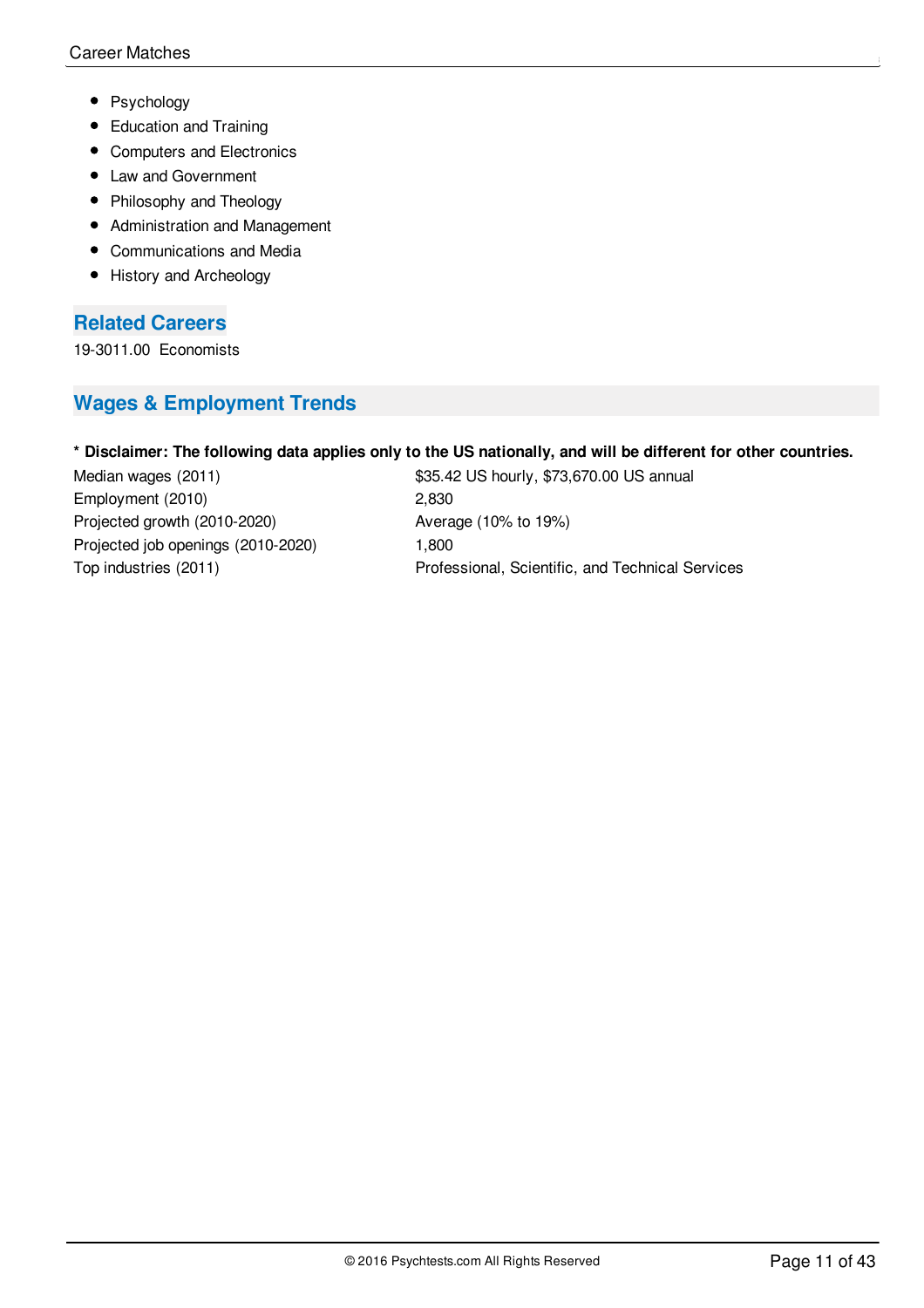- Psychology
- Education and Training
- Computers and Electronics
- Law and Government
- Philosophy and Theology
- Administration and Management
- Communications and Media
- History and Archeology

## Related Careers

19-3011.00 Economists

## Wages & Employment Trends

**\* Disclaimer: The following data applies only to the US nationally, and will be different for other countries.**

| | |
|---|---|
| Median wages (2011) | $35.42 US hourly, $73,670.00 US annual |
| Employment (2010) | 2,830 |
| Projected growth (2010-2020) | Average (10% to 19%) |
| Projected job openings (2010-2020) | 1,800 |
| Top industries (2011) | Professional, Scientific, and Technical Services |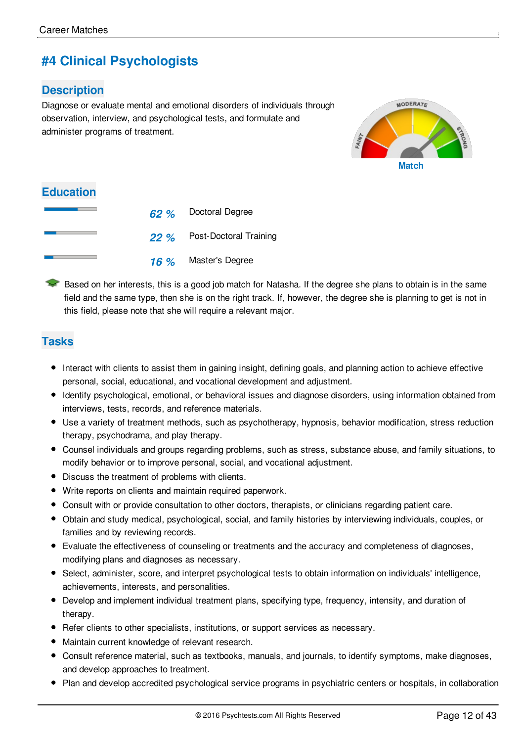# #4 Clinical Psychologists

## Description

Diagnose or evaluate mental and emotional disorders of individuals through observation, interview, and psychological tests, and formulate and administer programs of treatment.

MODERATE FAINT STRONG

**Match**

## Education

| | | |
|---|---|---|
| | *62 %* | Doctoral Degree |
| | *22 %* | Post-Doctoral Training |
| | *16 %* | Master's Degree |

Based on her interests, this is a good job match for Natasha. If the degree she plans to obtain is in the same field and the same type, then she is on the right track. If, however, the degree she is planning to get is not in this field, please note that she will require a relevant major.

## Tasks

- Interact with clients to assist them in gaining insight, defining goals, and planning action to achieve effective personal, social, educational, and vocational development and adjustment.
- Identify psychological, emotional, or behavioral issues and diagnose disorders, using information obtained from interviews, tests, records, and reference materials.
- Use a variety of treatment methods, such as psychotherapy, hypnosis, behavior modification, stress reduction therapy, psychodrama, and play therapy.
- Counsel individuals and groups regarding problems, such as stress, substance abuse, and family situations, to modify behavior or to improve personal, social, and vocational adjustment.
- Discuss the treatment of problems with clients.
- Write reports on clients and maintain required paperwork.
- Consult with or provide consultation to other doctors, therapists, or clinicians regarding patient care.
- Obtain and study medical, psychological, social, and family histories by interviewing individuals, couples, or families and by reviewing records.
- Evaluate the effectiveness of counseling or treatments and the accuracy and completeness of diagnoses, modifying plans and diagnoses as necessary.
- Select, administer, score, and interpret psychological tests to obtain information on individuals' intelligence, achievements, interests, and personalities.
- Develop and implement individual treatment plans, specifying type, frequency, intensity, and duration of therapy.
- Refer clients to other specialists, institutions, or support services as necessary.
- Maintain current knowledge of relevant research.
- Consult reference material, such as textbooks, manuals, and journals, to identify symptoms, make diagnoses, and develop approaches to treatment.
- Plan and develop accredited psychological service programs in psychiatric centers or hospitals, in collaboration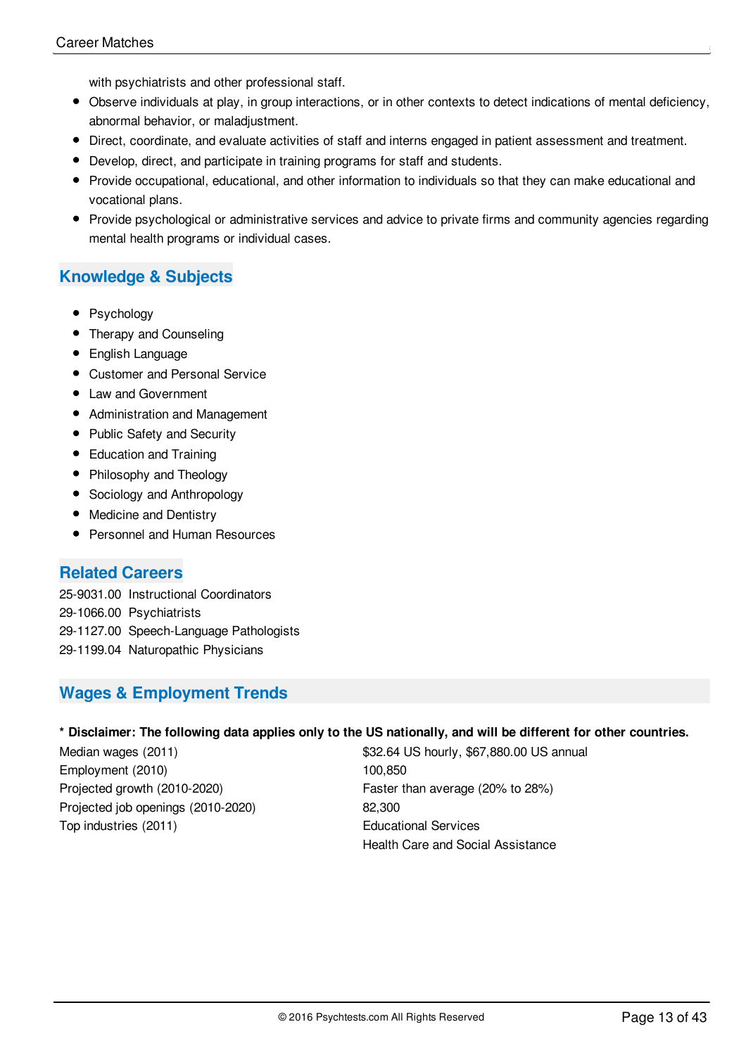with psychiatrists and other professional staff.

- Observe individuals at play, in group interactions, or in other contexts to detect indications of mental deficiency, abnormal behavior, or maladjustment.
- Direct, coordinate, and evaluate activities of staff and interns engaged in patient assessment and treatment.
- Develop, direct, and participate in training programs for staff and students.
- Provide occupational, educational, and other information to individuals so that they can make educational and vocational plans.
- Provide psychological or administrative services and advice to private firms and community agencies regarding mental health programs or individual cases.

## Knowledge & Subjects

- Psychology
- Therapy and Counseling
- English Language
- Customer and Personal Service
- Law and Government
- Administration and Management
- Public Safety and Security
- Education and Training
- Philosophy and Theology
- Sociology and Anthropology
- Medicine and Dentistry
- Personnel and Human Resources

## Related Careers

25-9031.00 Instructional Coordinators
29-1066.00 Psychiatrists
29-1127.00 Speech-Language Pathologists
29-1199.04 Naturopathic Physicians

## Wages & Employment Trends

**\* Disclaimer: The following data applies only to the US nationally, and will be different for other countries.**

| | |
|---|---|
| Median wages (2011) | $32.64 US hourly, $67,880.00 US annual |
| Employment (2010) | 100,850 |
| Projected growth (2010-2020) | Faster than average (20% to 28%) |
| Projected job openings (2010-2020) | 82,300 |
| Top industries (2011) | Educational Services<br>Health Care and Social Assistance |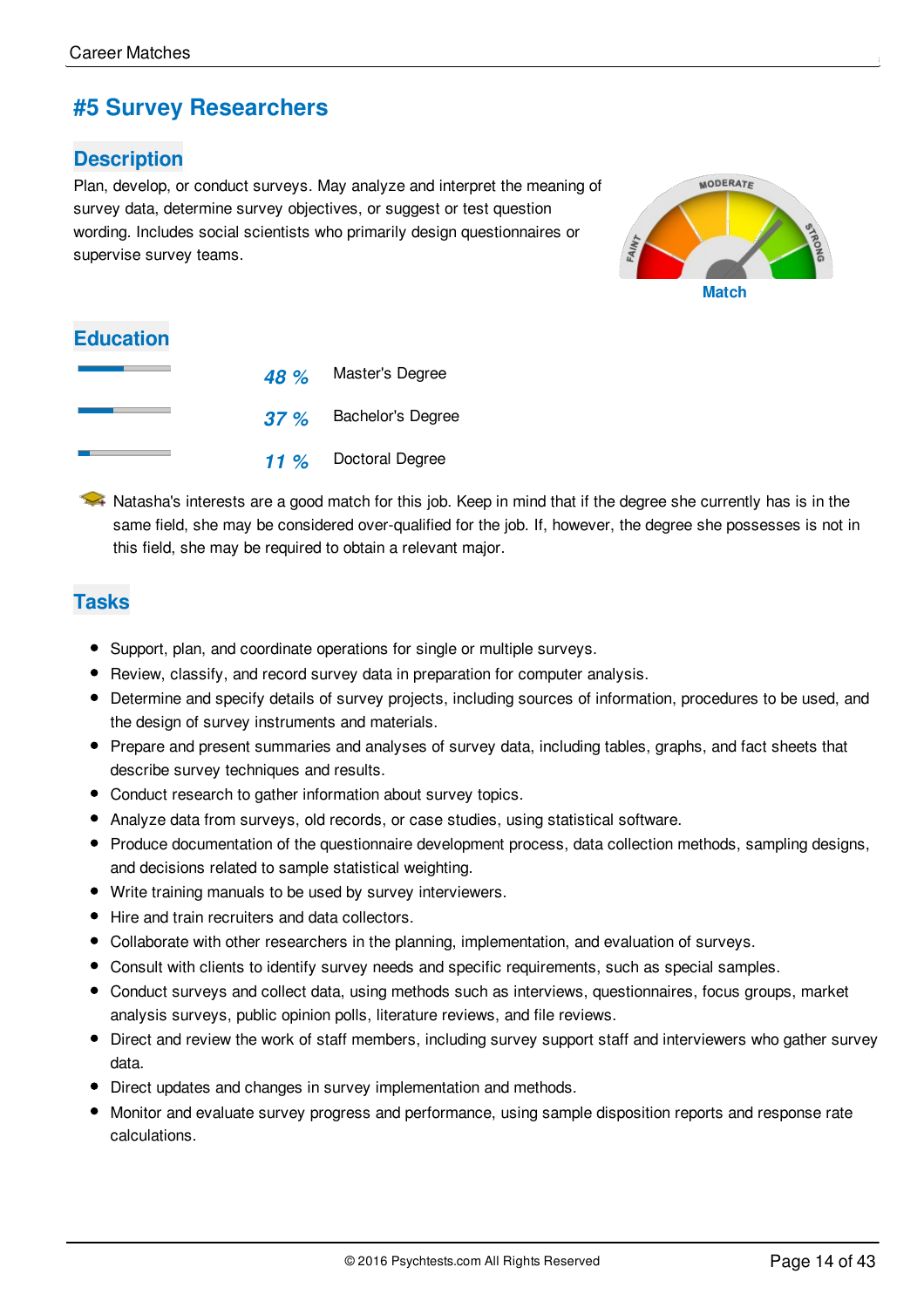# #5 Survey Researchers

## Description

Plan, develop, or conduct surveys. May analyze and interpret the meaning of survey data, determine survey objectives, or suggest or test question wording. Includes social scientists who primarily design questionnaires or supervise survey teams.

MODERATE FAINT STRONG

**Match**

## Education

| | | |
|---|---|---|
| | *48 %* | Master's Degree |
| | *37 %* | Bachelor's Degree |
| | *11 %* | Doctoral Degree |

Natasha's interests are a good match for this job. Keep in mind that if the degree she currently has is in the same field, she may be considered over-qualified for the job. If, however, the degree she possesses is not in this field, she may be required to obtain a relevant major.

## Tasks

- Support, plan, and coordinate operations for single or multiple surveys.
- Review, classify, and record survey data in preparation for computer analysis.
- Determine and specify details of survey projects, including sources of information, procedures to be used, and the design of survey instruments and materials.
- Prepare and present summaries and analyses of survey data, including tables, graphs, and fact sheets that describe survey techniques and results.
- Conduct research to gather information about survey topics.
- Analyze data from surveys, old records, or case studies, using statistical software.
- Produce documentation of the questionnaire development process, data collection methods, sampling designs, and decisions related to sample statistical weighting.
- Write training manuals to be used by survey interviewers.
- Hire and train recruiters and data collectors.
- Collaborate with other researchers in the planning, implementation, and evaluation of surveys.
- Consult with clients to identify survey needs and specific requirements, such as special samples.
- Conduct surveys and collect data, using methods such as interviews, questionnaires, focus groups, market analysis surveys, public opinion polls, literature reviews, and file reviews.
- Direct and review the work of staff members, including survey support staff and interviewers who gather survey data.
- Direct updates and changes in survey implementation and methods.
- Monitor and evaluate survey progress and performance, using sample disposition reports and response rate calculations.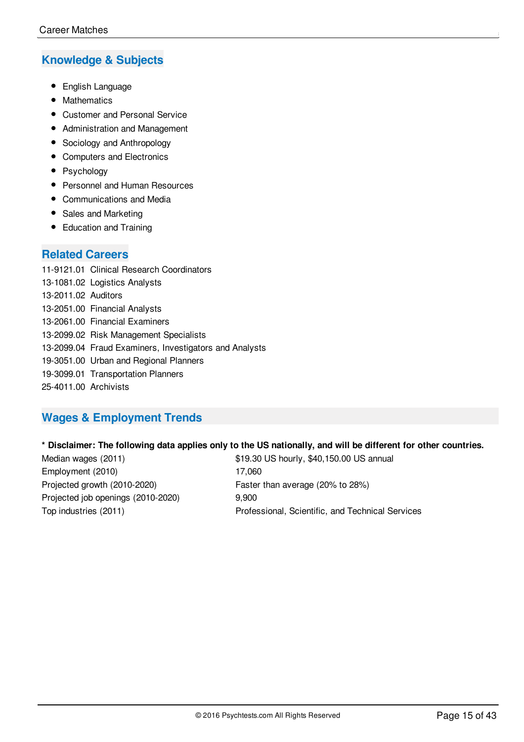## Knowledge & Subjects

- English Language
- Mathematics
- Customer and Personal Service
- Administration and Management
- Sociology and Anthropology
- Computers and Electronics
- Psychology
- Personnel and Human Resources
- Communications and Media
- Sales and Marketing
- Education and Training

## Related Careers

11-9121.01 Clinical Research Coordinators
13-1081.02 Logistics Analysts
13-2011.02 Auditors
13-2051.00 Financial Analysts
13-2061.00 Financial Examiners
13-2099.02 Risk Management Specialists
13-2099.04 Fraud Examiners, Investigators and Analysts
19-3051.00 Urban and Regional Planners
19-3099.01 Transportation Planners
25-4011.00 Archivists

## Wages & Employment Trends

**\* Disclaimer: The following data applies only to the US nationally, and will be different for other countries.**

| | |
|---|---|
| Median wages (2011) | $19.30 US hourly, $40,150.00 US annual |
| Employment (2010) | 17,060 |
| Projected growth (2010-2020) | Faster than average (20% to 28%) |
| Projected job openings (2010-2020) | 9,900 |
| Top industries (2011) | Professional, Scientific, and Technical Services |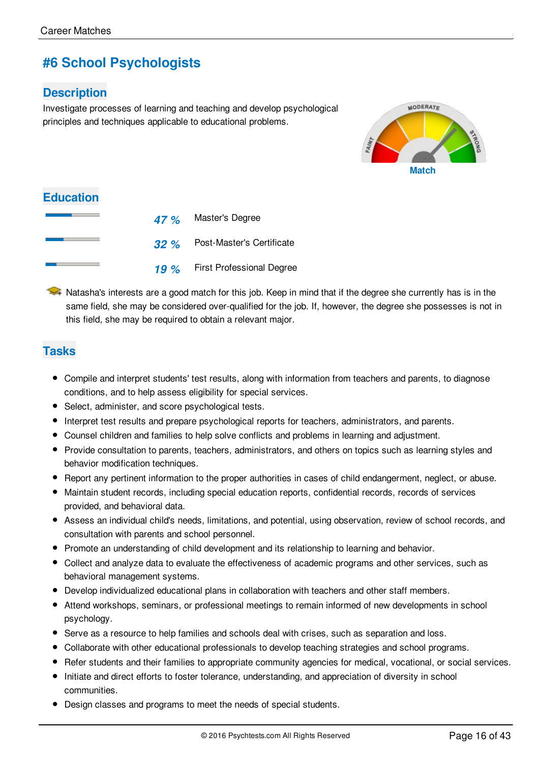# #6 School Psychologists

## Description

Investigate processes of learning and teaching and develop psychological principles and techniques applicable to educational problems.

Match

## Education

| | | |
|---|---|---|
| | *47 %* | Master's Degree |
| | *32 %* | Post-Master's Certificate |
| | *19 %* | First Professional Degree |

Natasha's interests are a good match for this job. Keep in mind that if the degree she currently has is in the same field, she may be considered over-qualified for the job. If, however, the degree she possesses is not in this field, she may be required to obtain a relevant major.

## Tasks

- Compile and interpret students' test results, along with information from teachers and parents, to diagnose conditions, and to help assess eligibility for special services.
- Select, administer, and score psychological tests.
- Interpret test results and prepare psychological reports for teachers, administrators, and parents.
- Counsel children and families to help solve conflicts and problems in learning and adjustment.
- Provide consultation to parents, teachers, administrators, and others on topics such as learning styles and behavior modification techniques.
- Report any pertinent information to the proper authorities in cases of child endangerment, neglect, or abuse.
- Maintain student records, including special education reports, confidential records, records of services provided, and behavioral data.
- Assess an individual child's needs, limitations, and potential, using observation, review of school records, and consultation with parents and school personnel.
- Promote an understanding of child development and its relationship to learning and behavior.
- Collect and analyze data to evaluate the effectiveness of academic programs and other services, such as behavioral management systems.
- Develop individualized educational plans in collaboration with teachers and other staff members.
- Attend workshops, seminars, or professional meetings to remain informed of new developments in school psychology.
- Serve as a resource to help families and schools deal with crises, such as separation and loss.
- Collaborate with other educational professionals to develop teaching strategies and school programs.
- Refer students and their families to appropriate community agencies for medical, vocational, or social services.
- Initiate and direct efforts to foster tolerance, understanding, and appreciation of diversity in school communities.
- Design classes and programs to meet the needs of special students.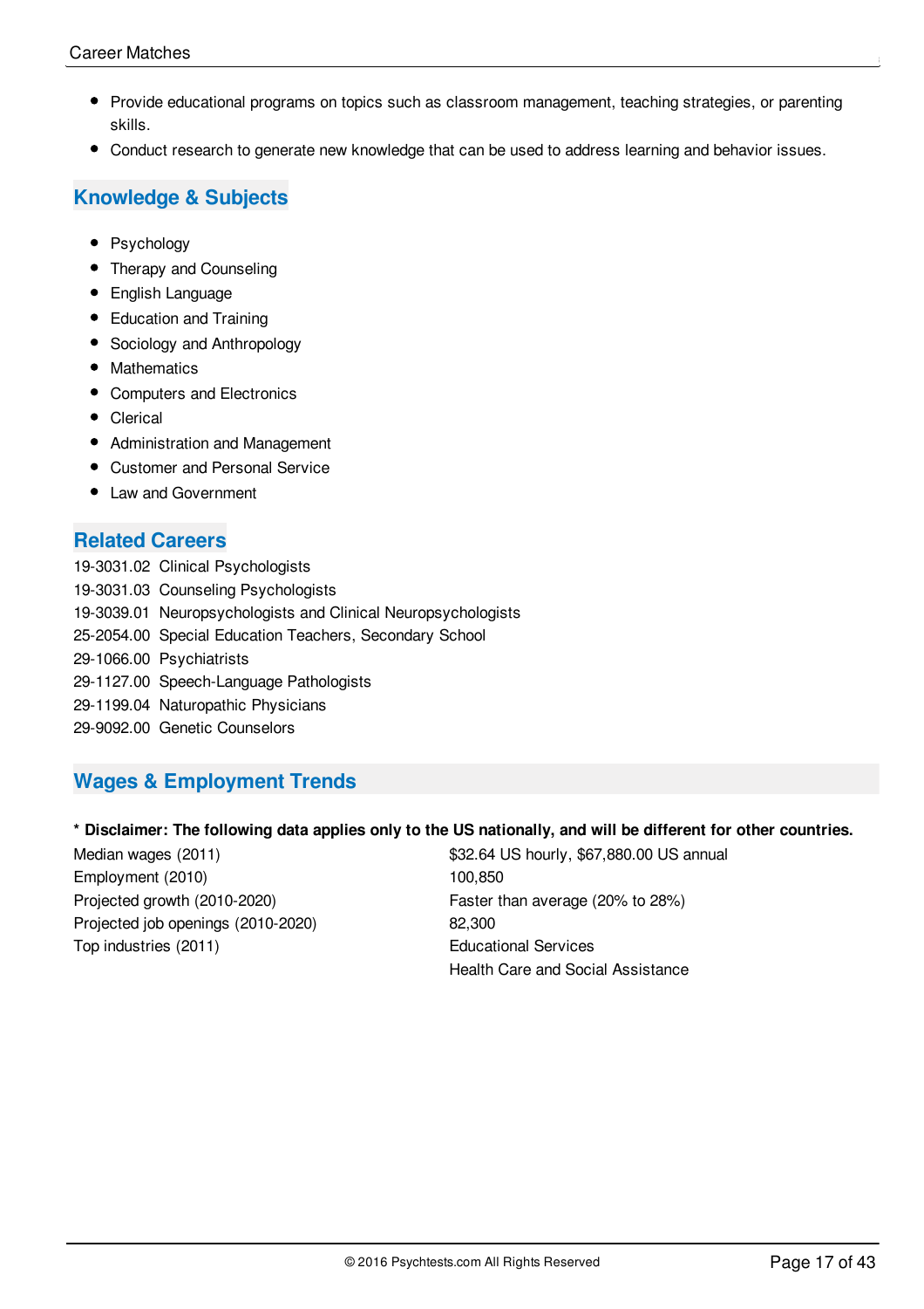- Provide educational programs on topics such as classroom management, teaching strategies, or parenting skills.
- Conduct research to generate new knowledge that can be used to address learning and behavior issues.

## Knowledge & Subjects

- Psychology
- Therapy and Counseling
- English Language
- Education and Training
- Sociology and Anthropology
- Mathematics
- Computers and Electronics
- Clerical
- Administration and Management
- Customer and Personal Service
- Law and Government

## Related Careers

19-3031.02 Clinical Psychologists
19-3031.03 Counseling Psychologists
19-3039.01 Neuropsychologists and Clinical Neuropsychologists
25-2054.00 Special Education Teachers, Secondary School
29-1066.00 Psychiatrists
29-1127.00 Speech-Language Pathologists
29-1199.04 Naturopathic Physicians
29-9092.00 Genetic Counselors

## Wages & Employment Trends

**\* Disclaimer: The following data applies only to the US nationally, and will be different for other countries.**

| | |
|---|---|
| Median wages (2011) | $32.64 US hourly, $67,880.00 US annual |
| Employment (2010) | 100,850 |
| Projected growth (2010-2020) | Faster than average (20% to 28%) |
| Projected job openings (2010-2020) | 82,300 |
| Top industries (2011) | Educational Services<br>Health Care and Social Assistance |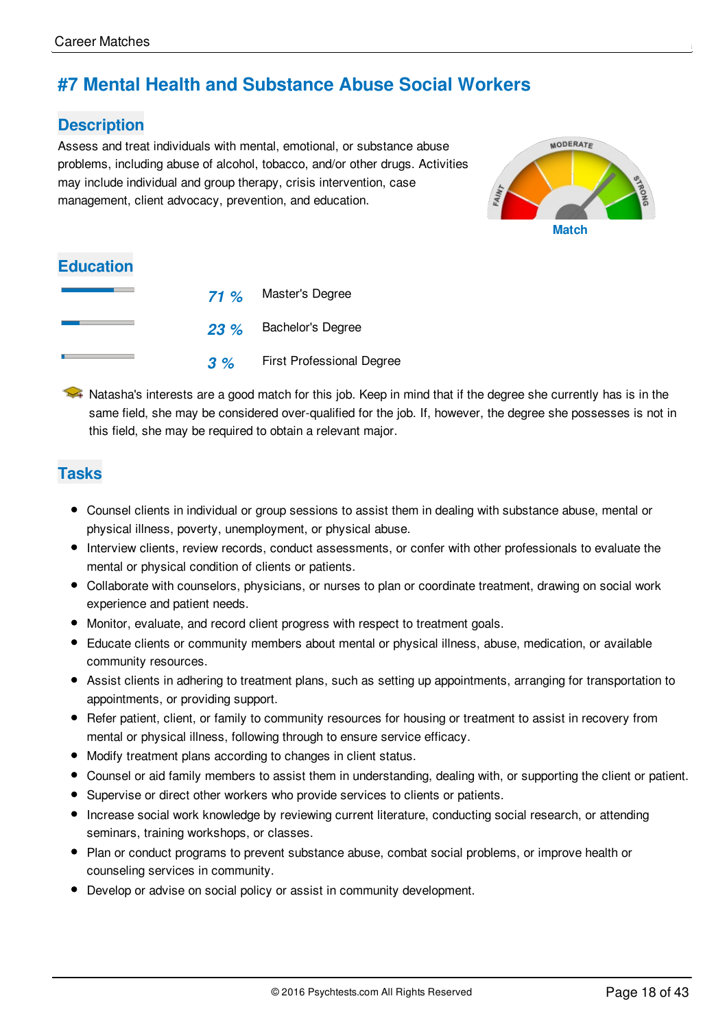# #7 Mental Health and Substance Abuse Social Workers

## Description

Assess and treat individuals with mental, emotional, or substance abuse problems, including abuse of alcohol, tobacco, and/or other drugs. Activities may include individual and group therapy, crisis intervention, case management, client advocacy, prevention, and education.

Match

## Education

| | | |
|---|---|---|
| | *71 %* | Master's Degree |
| | *23 %* | Bachelor's Degree |
| | *3 %* | First Professional Degree |

Natasha's interests are a good match for this job. Keep in mind that if the degree she currently has is in the same field, she may be considered over-qualified for the job. If, however, the degree she possesses is not in this field, she may be required to obtain a relevant major.

## Tasks

- Counsel clients in individual or group sessions to assist them in dealing with substance abuse, mental or physical illness, poverty, unemployment, or physical abuse.
- Interview clients, review records, conduct assessments, or confer with other professionals to evaluate the mental or physical condition of clients or patients.
- Collaborate with counselors, physicians, or nurses to plan or coordinate treatment, drawing on social work experience and patient needs.
- Monitor, evaluate, and record client progress with respect to treatment goals.
- Educate clients or community members about mental or physical illness, abuse, medication, or available community resources.
- Assist clients in adhering to treatment plans, such as setting up appointments, arranging for transportation to appointments, or providing support.
- Refer patient, client, or family to community resources for housing or treatment to assist in recovery from mental or physical illness, following through to ensure service efficacy.
- Modify treatment plans according to changes in client status.
- Counsel or aid family members to assist them in understanding, dealing with, or supporting the client or patient.
- Supervise or direct other workers who provide services to clients or patients.
- Increase social work knowledge by reviewing current literature, conducting social research, or attending seminars, training workshops, or classes.
- Plan or conduct programs to prevent substance abuse, combat social problems, or improve health or counseling services in community.
- Develop or advise on social policy or assist in community development.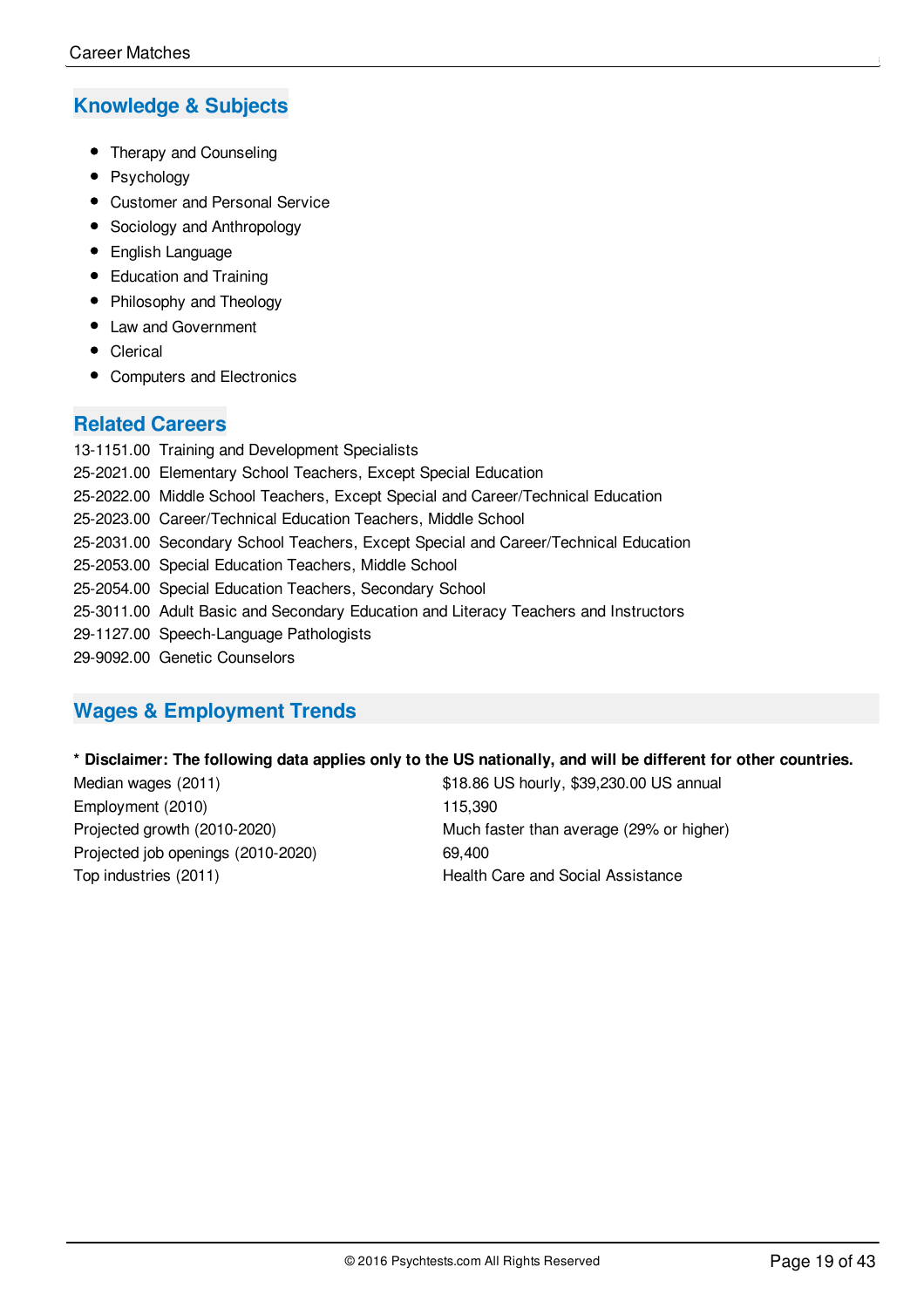## Knowledge & Subjects

- Therapy and Counseling
- Psychology
- Customer and Personal Service
- Sociology and Anthropology
- English Language
- Education and Training
- Philosophy and Theology
- Law and Government
- Clerical
- Computers and Electronics

## Related Careers

13-1151.00 Training and Development Specialists
25-2021.00 Elementary School Teachers, Except Special Education
25-2022.00 Middle School Teachers, Except Special and Career/Technical Education
25-2023.00 Career/Technical Education Teachers, Middle School
25-2031.00 Secondary School Teachers, Except Special and Career/Technical Education
25-2053.00 Special Education Teachers, Middle School
25-2054.00 Special Education Teachers, Secondary School
25-3011.00 Adult Basic and Secondary Education and Literacy Teachers and Instructors
29-1127.00 Speech-Language Pathologists
29-9092.00 Genetic Counselors

## Wages & Employment Trends

**\* Disclaimer: The following data applies only to the US nationally, and will be different for other countries.**

| | |
|---|---|
| Median wages (2011) | $18.86 US hourly, $39,230.00 US annual |
| Employment (2010) | 115,390 |
| Projected growth (2010-2020) | Much faster than average (29% or higher) |
| Projected job openings (2010-2020) | 69,400 |
| Top industries (2011) | Health Care and Social Assistance |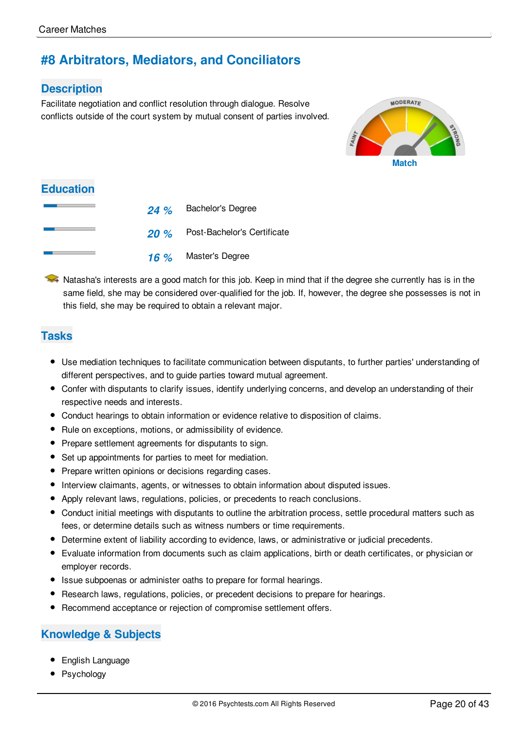## #8 Arbitrators, Mediators, and Conciliators

### Description

Facilitate negotiation and conflict resolution through dialogue. Resolve conflicts outside of the court system by mutual consent of parties involved.

Match

### Education

| | | |
|---|---|---|
| | *24 %* | Bachelor's Degree |
| | *20 %* | Post-Bachelor's Certificate |
| | *16 %* | Master's Degree |

Natasha's interests are a good match for this job. Keep in mind that if the degree she currently has is in the same field, she may be considered over-qualified for the job. If, however, the degree she possesses is not in this field, she may be required to obtain a relevant major.

### Tasks

- Use mediation techniques to facilitate communication between disputants, to further parties' understanding of different perspectives, and to guide parties toward mutual agreement.
- Confer with disputants to clarify issues, identify underlying concerns, and develop an understanding of their respective needs and interests.
- Conduct hearings to obtain information or evidence relative to disposition of claims.
- Rule on exceptions, motions, or admissibility of evidence.
- Prepare settlement agreements for disputants to sign.
- Set up appointments for parties to meet for mediation.
- Prepare written opinions or decisions regarding cases.
- Interview claimants, agents, or witnesses to obtain information about disputed issues.
- Apply relevant laws, regulations, policies, or precedents to reach conclusions.
- Conduct initial meetings with disputants to outline the arbitration process, settle procedural matters such as fees, or determine details such as witness numbers or time requirements.
- Determine extent of liability according to evidence, laws, or administrative or judicial precedents.
- Evaluate information from documents such as claim applications, birth or death certificates, or physician or employer records.
- Issue subpoenas or administer oaths to prepare for formal hearings.
- Research laws, regulations, policies, or precedent decisions to prepare for hearings.
- Recommend acceptance or rejection of compromise settlement offers.

### Knowledge & Subjects

- English Language
- Psychology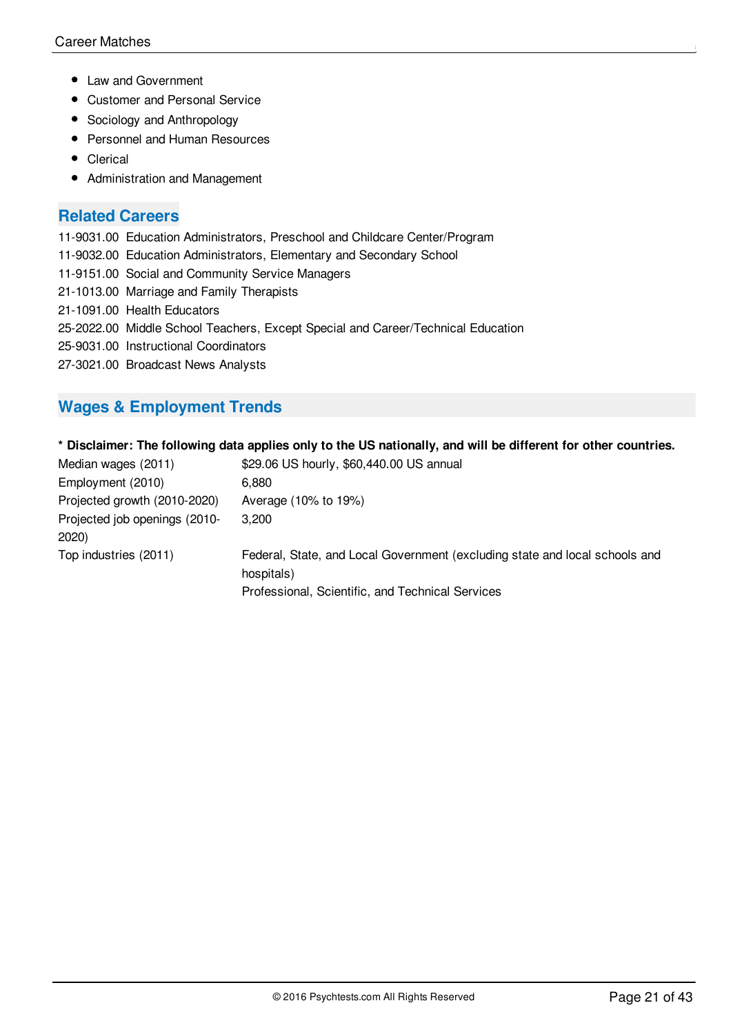- Law and Government
- Customer and Personal Service
- Sociology and Anthropology
- Personnel and Human Resources
- Clerical
- Administration and Management

## Related Careers

11-9031.00 Education Administrators, Preschool and Childcare Center/Program
11-9032.00 Education Administrators, Elementary and Secondary School
11-9151.00 Social and Community Service Managers
21-1013.00 Marriage and Family Therapists
21-1091.00 Health Educators
25-2022.00 Middle School Teachers, Except Special and Career/Technical Education
25-9031.00 Instructional Coordinators
27-3021.00 Broadcast News Analysts

## Wages & Employment Trends

**\* Disclaimer: The following data applies only to the US nationally, and will be different for other countries.**

| | |
|---|---|
| Median wages (2011) | $29.06 US hourly, $60,440.00 US annual |
| Employment (2010) | 6,880 |
| Projected growth (2010-2020) | Average (10% to 19%) |
| Projected job openings (2010-2020) | 3,200 |
| Top industries (2011) | Federal, State, and Local Government (excluding state and local schools and hospitals)<br>Professional, Scientific, and Technical Services |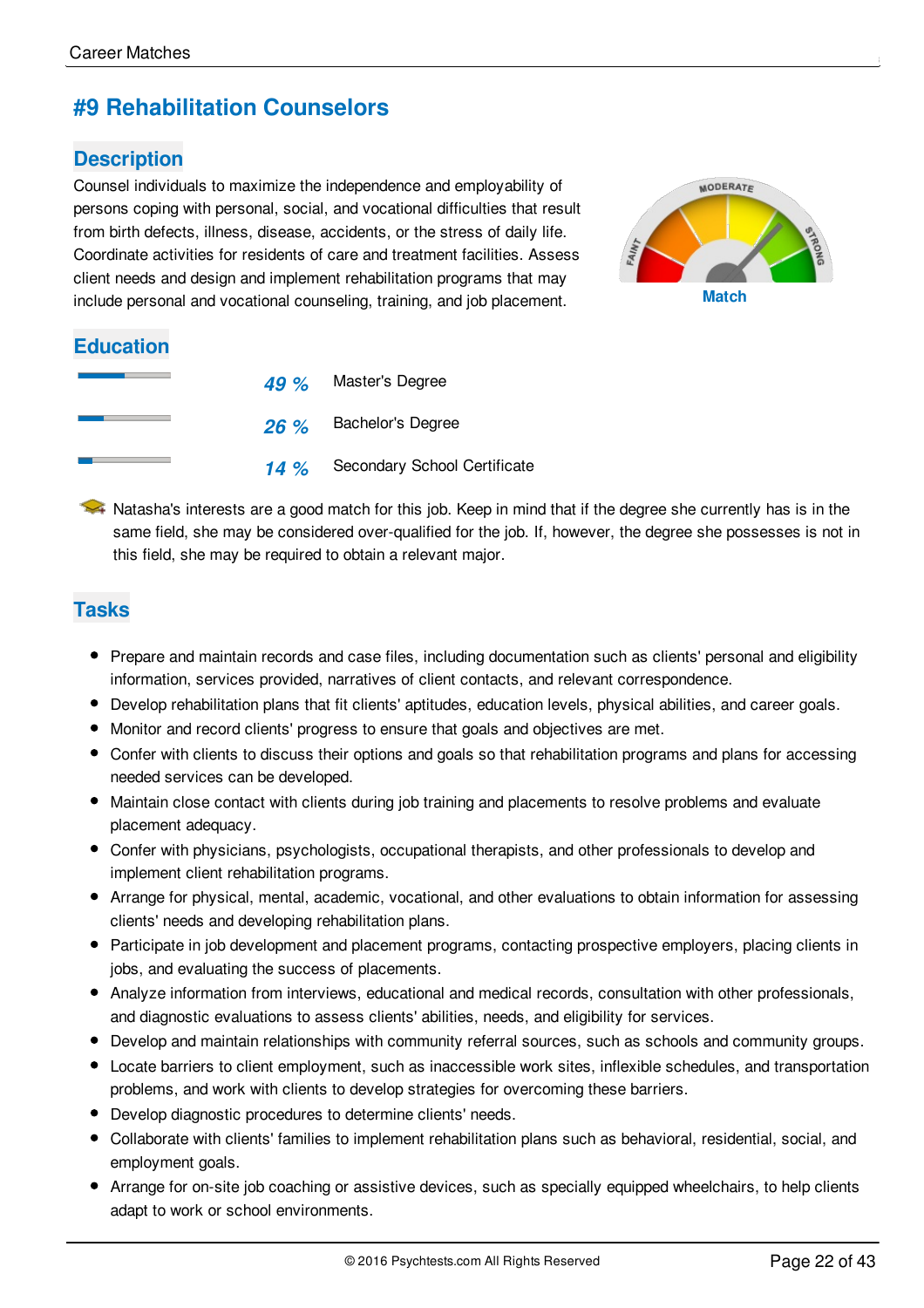# #9 Rehabilitation Counselors

## Description

Counsel individuals to maximize the independence and employability of persons coping with personal, social, and vocational difficulties that result from birth defects, illness, disease, accidents, or the stress of daily life. Coordinate activities for residents of care and treatment facilities. Assess client needs and design and implement rehabilitation programs that may include personal and vocational counseling, training, and job placement.

MODERATE
FAINT
STRONG
Match

## Education

| | | |
|---|---|---|
| | *49 %* | Master's Degree |
| | *26 %* | Bachelor's Degree |
| | *14 %* | Secondary School Certificate |

Natasha's interests are a good match for this job. Keep in mind that if the degree she currently has is in the same field, she may be considered over-qualified for the job. If, however, the degree she possesses is not in this field, she may be required to obtain a relevant major.

## Tasks

- Prepare and maintain records and case files, including documentation such as clients' personal and eligibility information, services provided, narratives of client contacts, and relevant correspondence.
- Develop rehabilitation plans that fit clients' aptitudes, education levels, physical abilities, and career goals.
- Monitor and record clients' progress to ensure that goals and objectives are met.
- Confer with clients to discuss their options and goals so that rehabilitation programs and plans for accessing needed services can be developed.
- Maintain close contact with clients during job training and placements to resolve problems and evaluate placement adequacy.
- Confer with physicians, psychologists, occupational therapists, and other professionals to develop and implement client rehabilitation programs.
- Arrange for physical, mental, academic, vocational, and other evaluations to obtain information for assessing clients' needs and developing rehabilitation plans.
- Participate in job development and placement programs, contacting prospective employers, placing clients in jobs, and evaluating the success of placements.
- Analyze information from interviews, educational and medical records, consultation with other professionals, and diagnostic evaluations to assess clients' abilities, needs, and eligibility for services.
- Develop and maintain relationships with community referral sources, such as schools and community groups.
- Locate barriers to client employment, such as inaccessible work sites, inflexible schedules, and transportation problems, and work with clients to develop strategies for overcoming these barriers.
- Develop diagnostic procedures to determine clients' needs.
- Collaborate with clients' families to implement rehabilitation plans such as behavioral, residential, social, and employment goals.
- Arrange for on-site job coaching or assistive devices, such as specially equipped wheelchairs, to help clients adapt to work or school environments.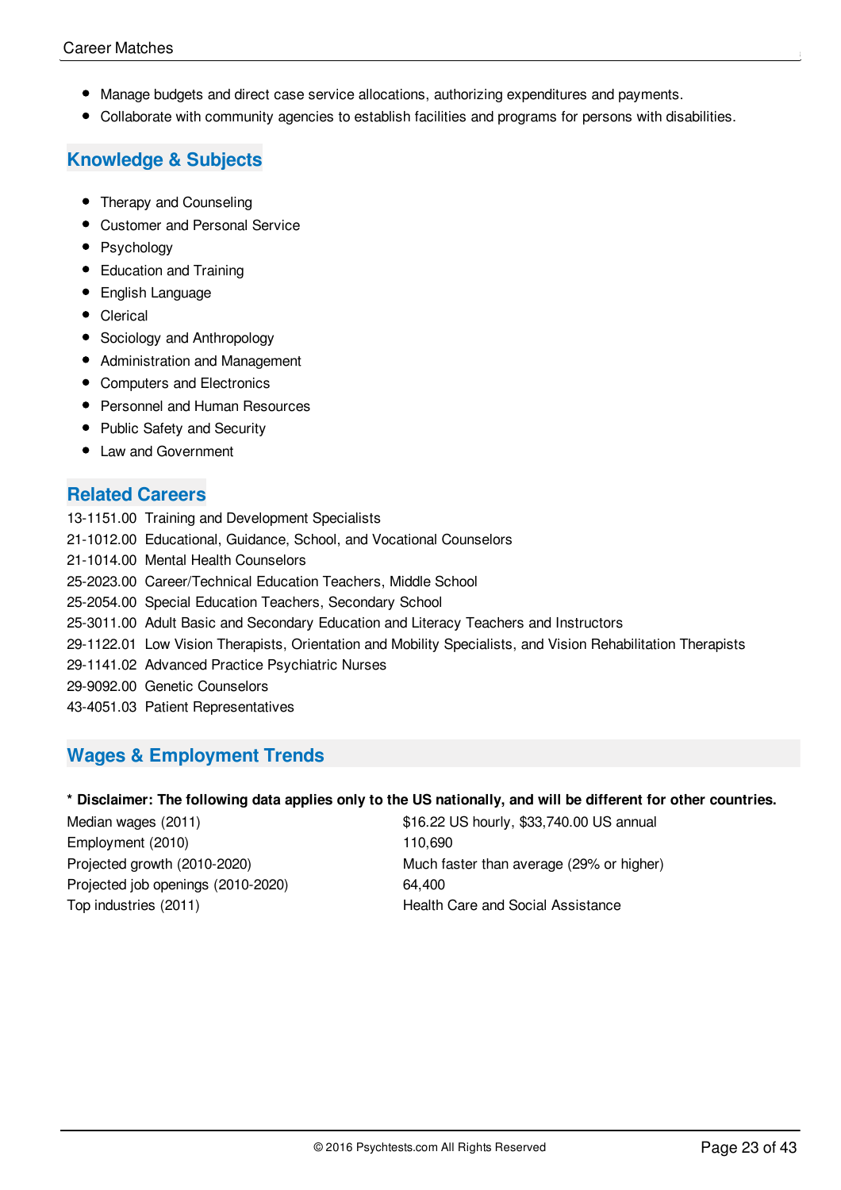- Manage budgets and direct case service allocations, authorizing expenditures and payments.
- Collaborate with community agencies to establish facilities and programs for persons with disabilities.

## Knowledge & Subjects

- Therapy and Counseling
- Customer and Personal Service
- Psychology
- Education and Training
- English Language
- Clerical
- Sociology and Anthropology
- Administration and Management
- Computers and Electronics
- Personnel and Human Resources
- Public Safety and Security
- Law and Government

## Related Careers

13-1151.00 Training and Development Specialists
21-1012.00 Educational, Guidance, School, and Vocational Counselors
21-1014.00 Mental Health Counselors
25-2023.00 Career/Technical Education Teachers, Middle School
25-2054.00 Special Education Teachers, Secondary School
25-3011.00 Adult Basic and Secondary Education and Literacy Teachers and Instructors
29-1122.01 Low Vision Therapists, Orientation and Mobility Specialists, and Vision Rehabilitation Therapists
29-1141.02 Advanced Practice Psychiatric Nurses
29-9092.00 Genetic Counselors
43-4051.03 Patient Representatives

## Wages & Employment Trends

**\* Disclaimer: The following data applies only to the US nationally, and will be different for other countries.**

| | |
|---|---|
| Median wages (2011) | $16.22 US hourly, $33,740.00 US annual |
| Employment (2010) | 110,690 |
| Projected growth (2010-2020) | Much faster than average (29% or higher) |
| Projected job openings (2010-2020) | 64,400 |
| Top industries (2011) | Health Care and Social Assistance |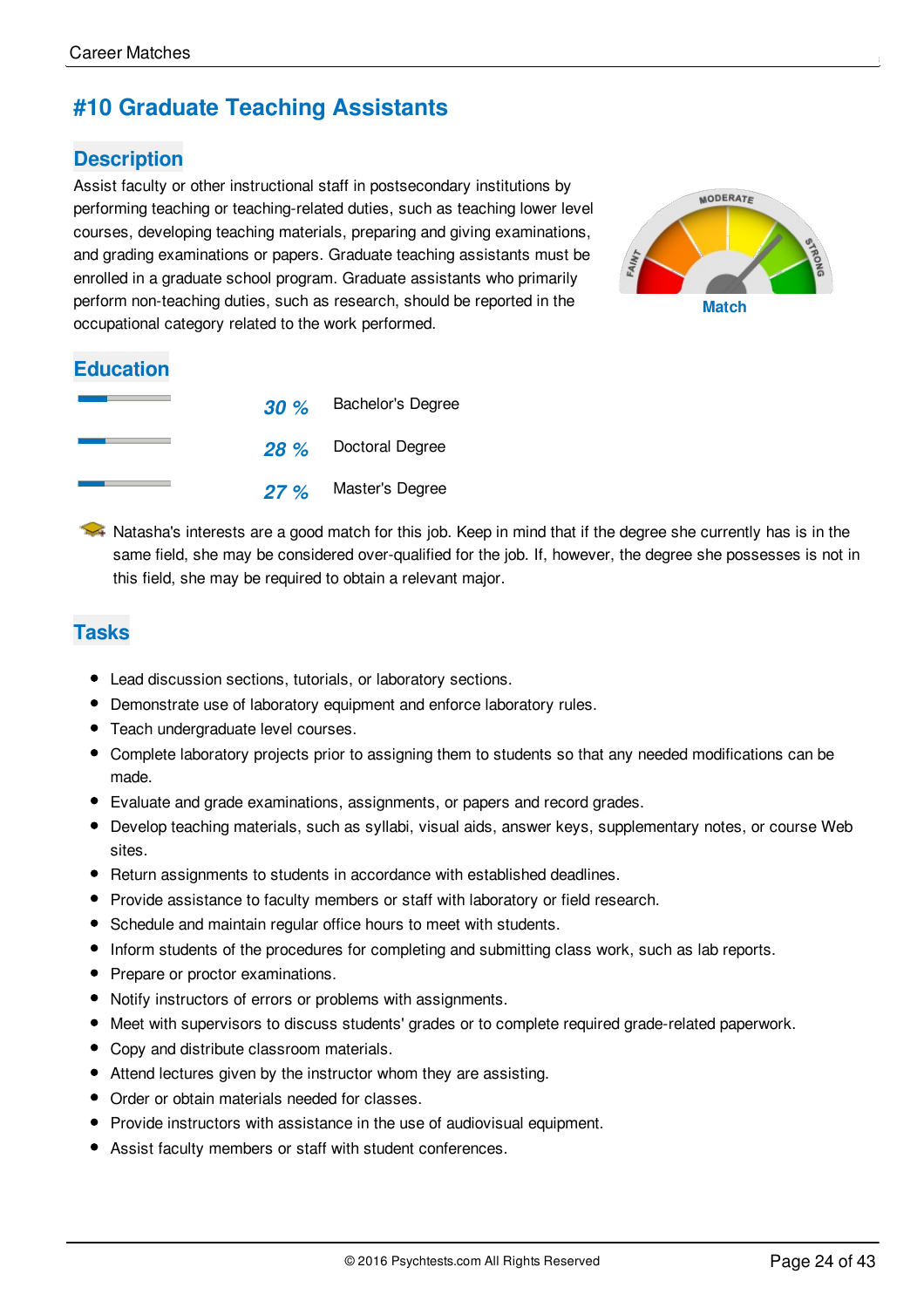# #10 Graduate Teaching Assistants

## Description

Assist faculty or other instructional staff in postsecondary institutions by performing teaching or teaching-related duties, such as teaching lower level courses, developing teaching materials, preparing and giving examinations, and grading examinations or papers. Graduate teaching assistants must be enrolled in a graduate school program. Graduate assistants who primarily perform non-teaching duties, such as research, should be reported in the occupational category related to the work performed.

MODERATE
FAINT
STRONG
Match

## Education

| | |
|---|---|
| *30 %* | Bachelor's Degree |
| *28 %* | Doctoral Degree |
| *27 %* | Master's Degree |

Natasha's interests are a good match for this job. Keep in mind that if the degree she currently has is in the same field, she may be considered over-qualified for the job. If, however, the degree she possesses is not in this field, she may be required to obtain a relevant major.

## Tasks

- Lead discussion sections, tutorials, or laboratory sections.
- Demonstrate use of laboratory equipment and enforce laboratory rules.
- Teach undergraduate level courses.
- Complete laboratory projects prior to assigning them to students so that any needed modifications can be made.
- Evaluate and grade examinations, assignments, or papers and record grades.
- Develop teaching materials, such as syllabi, visual aids, answer keys, supplementary notes, or course Web sites.
- Return assignments to students in accordance with established deadlines.
- Provide assistance to faculty members or staff with laboratory or field research.
- Schedule and maintain regular office hours to meet with students.
- Inform students of the procedures for completing and submitting class work, such as lab reports.
- Prepare or proctor examinations.
- Notify instructors of errors or problems with assignments.
- Meet with supervisors to discuss students' grades or to complete required grade-related paperwork.
- Copy and distribute classroom materials.
- Attend lectures given by the instructor whom they are assisting.
- Order or obtain materials needed for classes.
- Provide instructors with assistance in the use of audiovisual equipment.
- Assist faculty members or staff with student conferences.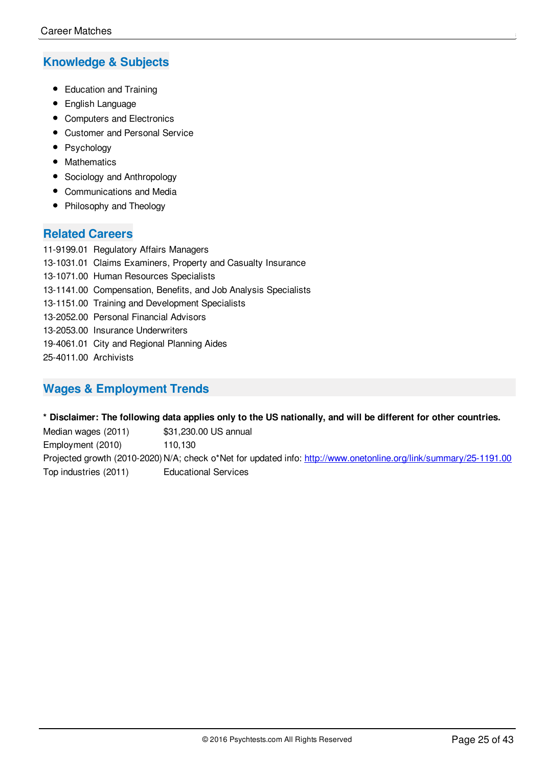## Knowledge & Subjects

- Education and Training
- English Language
- Computers and Electronics
- Customer and Personal Service
- Psychology
- Mathematics
- Sociology and Anthropology
- Communications and Media
- Philosophy and Theology

## Related Careers

11-9199.01 Regulatory Affairs Managers
13-1031.01 Claims Examiners, Property and Casualty Insurance
13-1071.00 Human Resources Specialists
13-1141.00 Compensation, Benefits, and Job Analysis Specialists
13-1151.00 Training and Development Specialists
13-2052.00 Personal Financial Advisors
13-2053.00 Insurance Underwriters
19-4061.01 City and Regional Planning Aides
25-4011.00 Archivists

## Wages & Employment Trends

**\* Disclaimer: The following data applies only to the US nationally, and will be different for other countries.**

| | |
|---|---|
| Median wages (2011) | $31,230.00 US annual |
| Employment (2010) | 110,130 |
| Projected growth (2010-2020) | N/A; check o*Net for updated info: http://www.onetonline.org/link/summary/25-1191.00 |
| Top industries (2011) | Educational Services |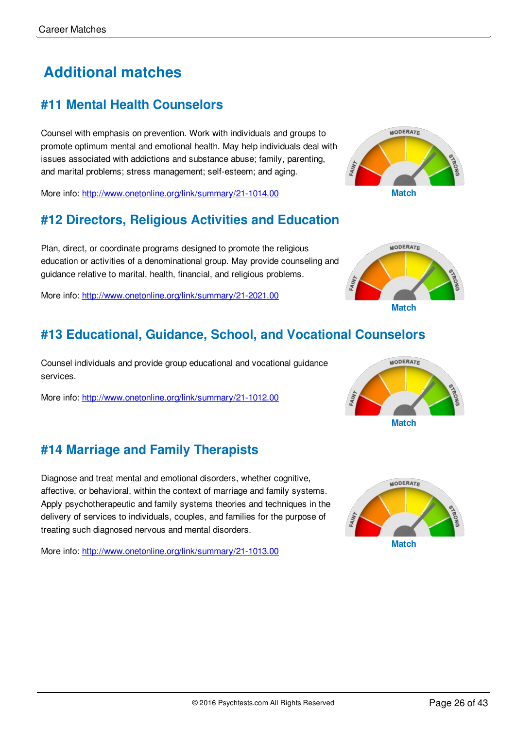# Additional matches

## #11 Mental Health Counselors

Counsel with emphasis on prevention. Work with individuals and groups to promote optimum mental and emotional health. May help individuals deal with issues associated with addictions and substance abuse; family, parenting, and marital problems; stress management; self-esteem; and aging.

More info: http://www.onetonline.org/link/summary/21-1014.00

Match

## #12 Directors, Religious Activities and Education

Plan, direct, or coordinate programs designed to promote the religious education or activities of a denominational group. May provide counseling and guidance relative to marital, health, financial, and religious problems.

More info: http://www.onetonline.org/link/summary/21-2021.00

Match

## #13 Educational, Guidance, School, and Vocational Counselors

Counsel individuals and provide group educational and vocational guidance services.

More info: http://www.onetonline.org/link/summary/21-1012.00

Match

## #14 Marriage and Family Therapists

Diagnose and treat mental and emotional disorders, whether cognitive, affective, or behavioral, within the context of marriage and family systems. Apply psychotherapeutic and family systems theories and techniques in the delivery of services to individuals, couples, and families for the purpose of treating such diagnosed nervous and mental disorders.

More info: http://www.onetonline.org/link/summary/21-1013.00

Match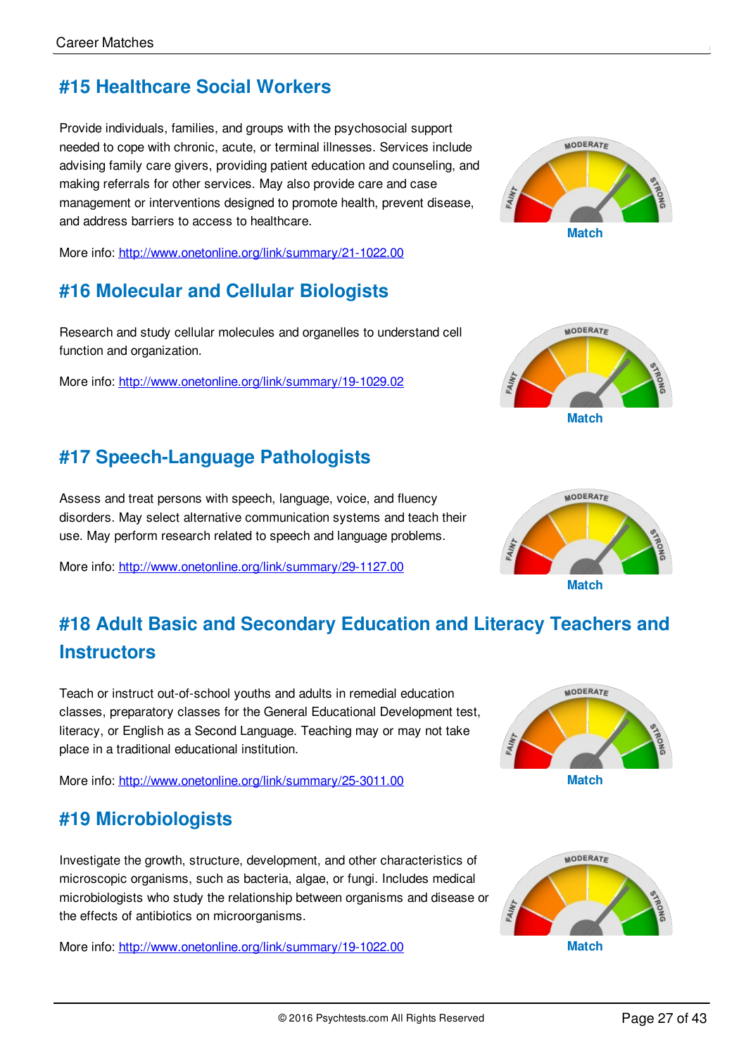## #15 Healthcare Social Workers

Provide individuals, families, and groups with the psychosocial support needed to cope with chronic, acute, or terminal illnesses. Services include advising family care givers, providing patient education and counseling, and making referrals for other services. May also provide care and case management or interventions designed to promote health, prevent disease, and address barriers to access to healthcare.

More info: http://www.onetonline.org/link/summary/21-1022.00

Match

## #16 Molecular and Cellular Biologists

Research and study cellular molecules and organelles to understand cell function and organization.

More info: http://www.onetonline.org/link/summary/19-1029.02

Match

## #17 Speech-Language Pathologists

Assess and treat persons with speech, language, voice, and fluency disorders. May select alternative communication systems and teach their use. May perform research related to speech and language problems.

More info: http://www.onetonline.org/link/summary/29-1127.00

Match

## #18 Adult Basic and Secondary Education and Literacy Teachers and Instructors

Teach or instruct out-of-school youths and adults in remedial education classes, preparatory classes for the General Educational Development test, literacy, or English as a Second Language. Teaching may or may not take place in a traditional educational institution.

More info: http://www.onetonline.org/link/summary/25-3011.00

Match

## #19 Microbiologists

Investigate the growth, structure, development, and other characteristics of microscopic organisms, such as bacteria, algae, or fungi. Includes medical microbiologists who study the relationship between organisms and disease or the effects of antibiotics on microorganisms.

More info: http://www.onetonline.org/link/summary/19-1022.00

Match

© 2016 Psychtests.com All Rights Reserved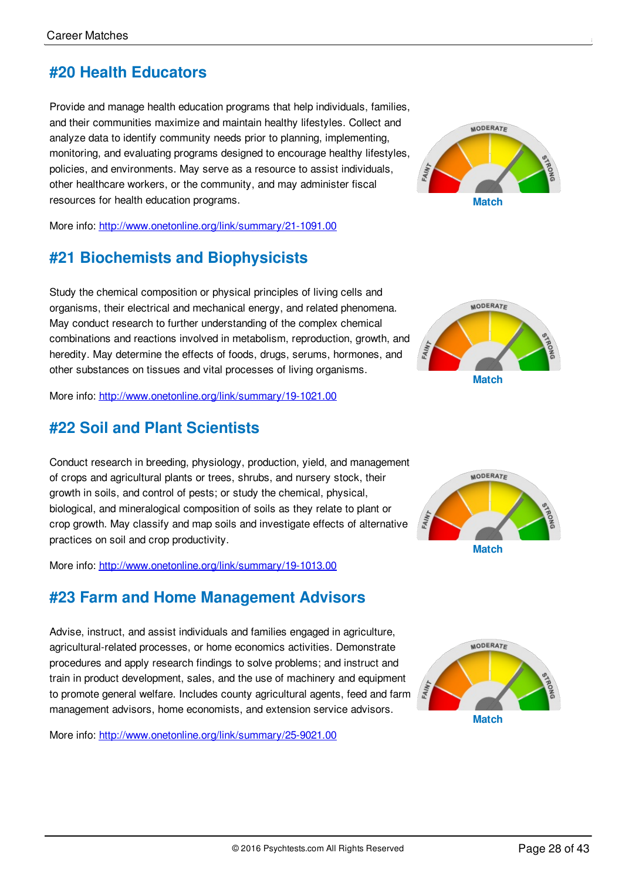## #20 Health Educators

Provide and manage health education programs that help individuals, families, and their communities maximize and maintain healthy lifestyles. Collect and analyze data to identify community needs prior to planning, implementing, monitoring, and evaluating programs designed to encourage healthy lifestyles, policies, and environments. May serve as a resource to assist individuals, other healthcare workers, or the community, and may administer fiscal resources for health education programs.

Match

More info: http://www.onetonline.org/link/summary/21-1091.00

## #21 Biochemists and Biophysicists

Study the chemical composition or physical principles of living cells and organisms, their electrical and mechanical energy, and related phenomena. May conduct research to further understanding of the complex chemical combinations and reactions involved in metabolism, reproduction, growth, and heredity. May determine the effects of foods, drugs, serums, hormones, and other substances on tissues and vital processes of living organisms.

Match

More info: http://www.onetonline.org/link/summary/19-1021.00

## #22 Soil and Plant Scientists

Conduct research in breeding, physiology, production, yield, and management of crops and agricultural plants or trees, shrubs, and nursery stock, their growth in soils, and control of pests; or study the chemical, physical, biological, and mineralogical composition of soils as they relate to plant or crop growth. May classify and map soils and investigate effects of alternative practices on soil and crop productivity.

Match

More info: http://www.onetonline.org/link/summary/19-1013.00

## #23 Farm and Home Management Advisors

Advise, instruct, and assist individuals and families engaged in agriculture, agricultural-related processes, or home economics activities. Demonstrate procedures and apply research findings to solve problems; and instruct and train in product development, sales, and the use of machinery and equipment to promote general welfare. Includes county agricultural agents, feed and farm management advisors, home economists, and extension service advisors.

Match

More info: http://www.onetonline.org/link/summary/25-9021.00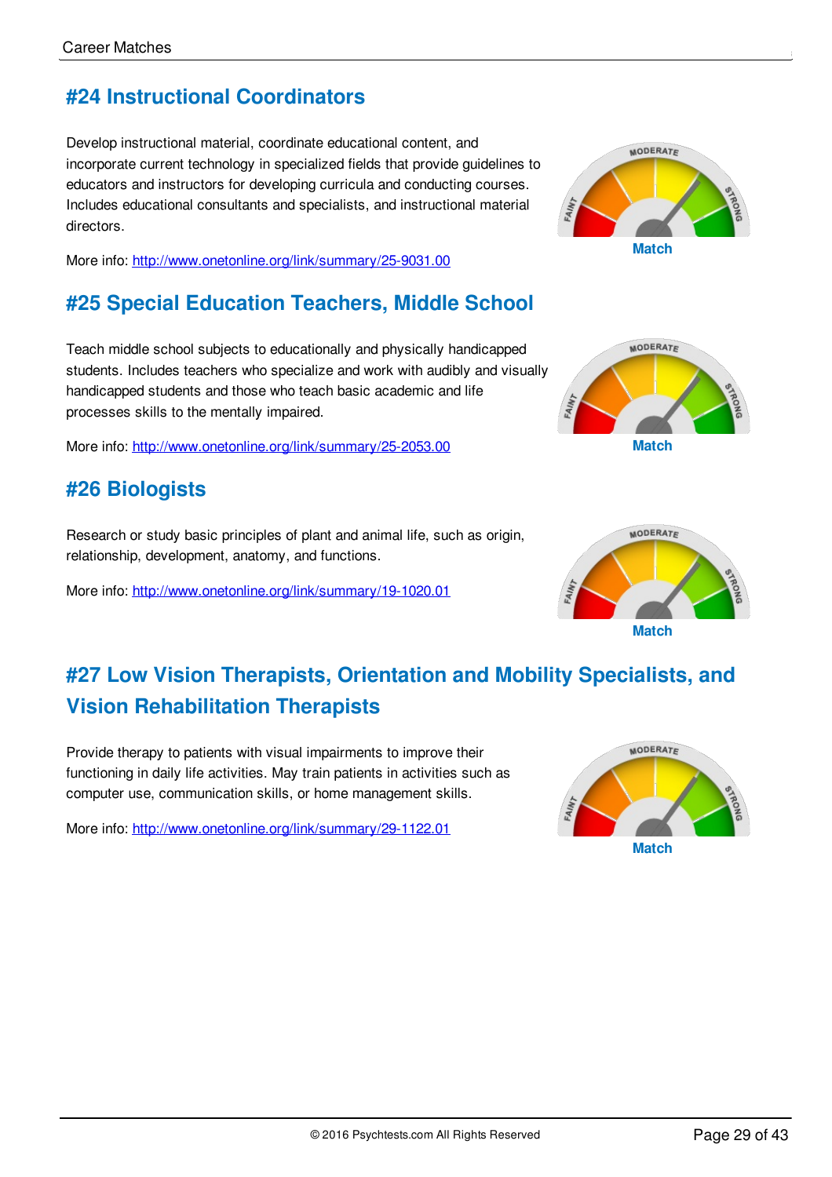## #24 Instructional Coordinators

Develop instructional material, coordinate educational content, and incorporate current technology in specialized fields that provide guidelines to educators and instructors for developing curricula and conducting courses. Includes educational consultants and specialists, and instructional material directors.

More info: http://www.onetonline.org/link/summary/25-9031.00

Match

## #25 Special Education Teachers, Middle School

Teach middle school subjects to educationally and physically handicapped students. Includes teachers who specialize and work with audibly and visually handicapped students and those who teach basic academic and life processes skills to the mentally impaired.

More info: http://www.onetonline.org/link/summary/25-2053.00

Match

## #26 Biologists

Research or study basic principles of plant and animal life, such as origin, relationship, development, anatomy, and functions.

More info: http://www.onetonline.org/link/summary/19-1020.01

Match

## #27 Low Vision Therapists, Orientation and Mobility Specialists, and Vision Rehabilitation Therapists

Provide therapy to patients with visual impairments to improve their functioning in daily life activities. May train patients in activities such as computer use, communication skills, or home management skills.

More info: http://www.onetonline.org/link/summary/29-1122.01

Match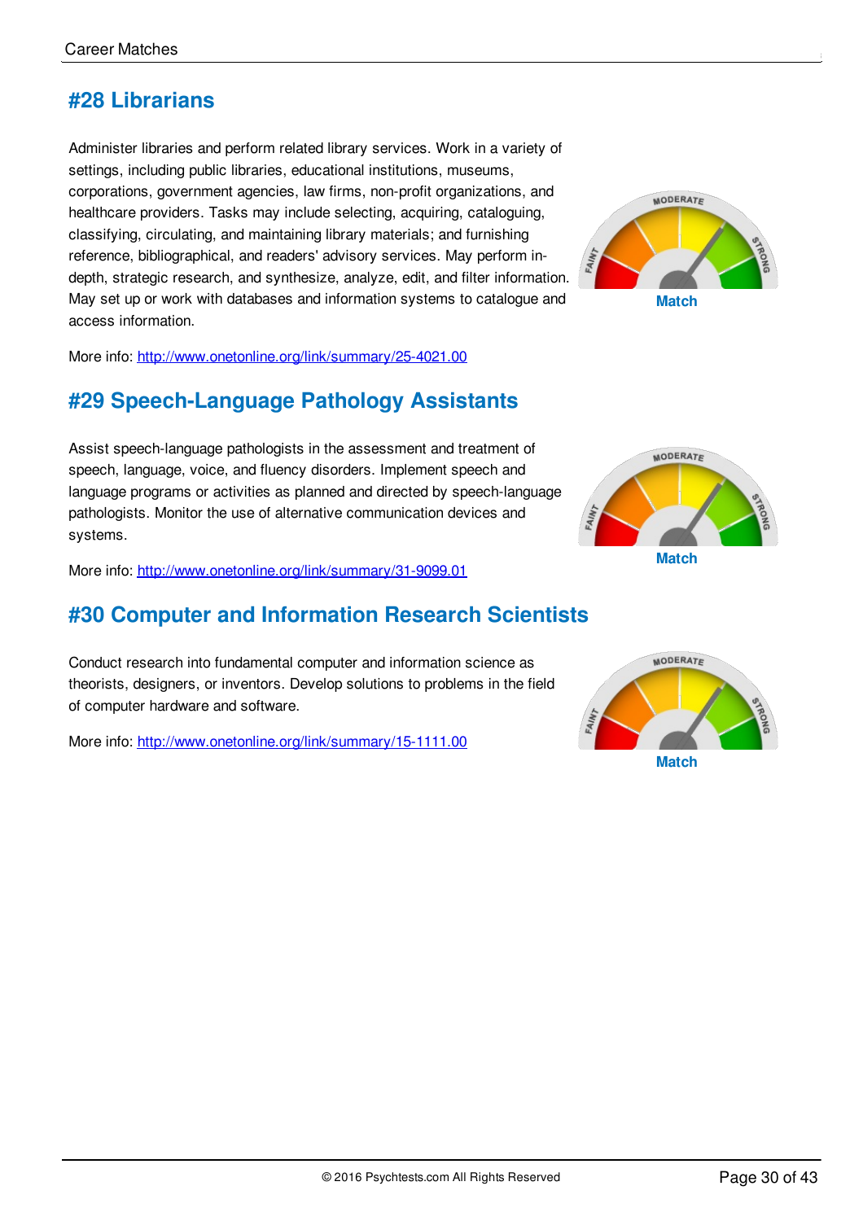## #28 Librarians

Administer libraries and perform related library services. Work in a variety of settings, including public libraries, educational institutions, museums, corporations, government agencies, law firms, non-profit organizations, and healthcare providers. Tasks may include selecting, acquiring, cataloguing, classifying, circulating, and maintaining library materials; and furnishing reference, bibliographical, and readers' advisory services. May perform in-depth, strategic research, and synthesize, analyze, edit, and filter information. May set up or work with databases and information systems to catalogue and access information.

Match

More info: http://www.onetonline.org/link/summary/25-4021.00

## #29 Speech-Language Pathology Assistants

Assist speech-language pathologists in the assessment and treatment of speech, language, voice, and fluency disorders. Implement speech and language programs or activities as planned and directed by speech-language pathologists. Monitor the use of alternative communication devices and systems.

Match

More info: http://www.onetonline.org/link/summary/31-9099.01

## #30 Computer and Information Research Scientists

Conduct research into fundamental computer and information science as theorists, designers, or inventors. Develop solutions to problems in the field of computer hardware and software.

More info: http://www.onetonline.org/link/summary/15-1111.00

Match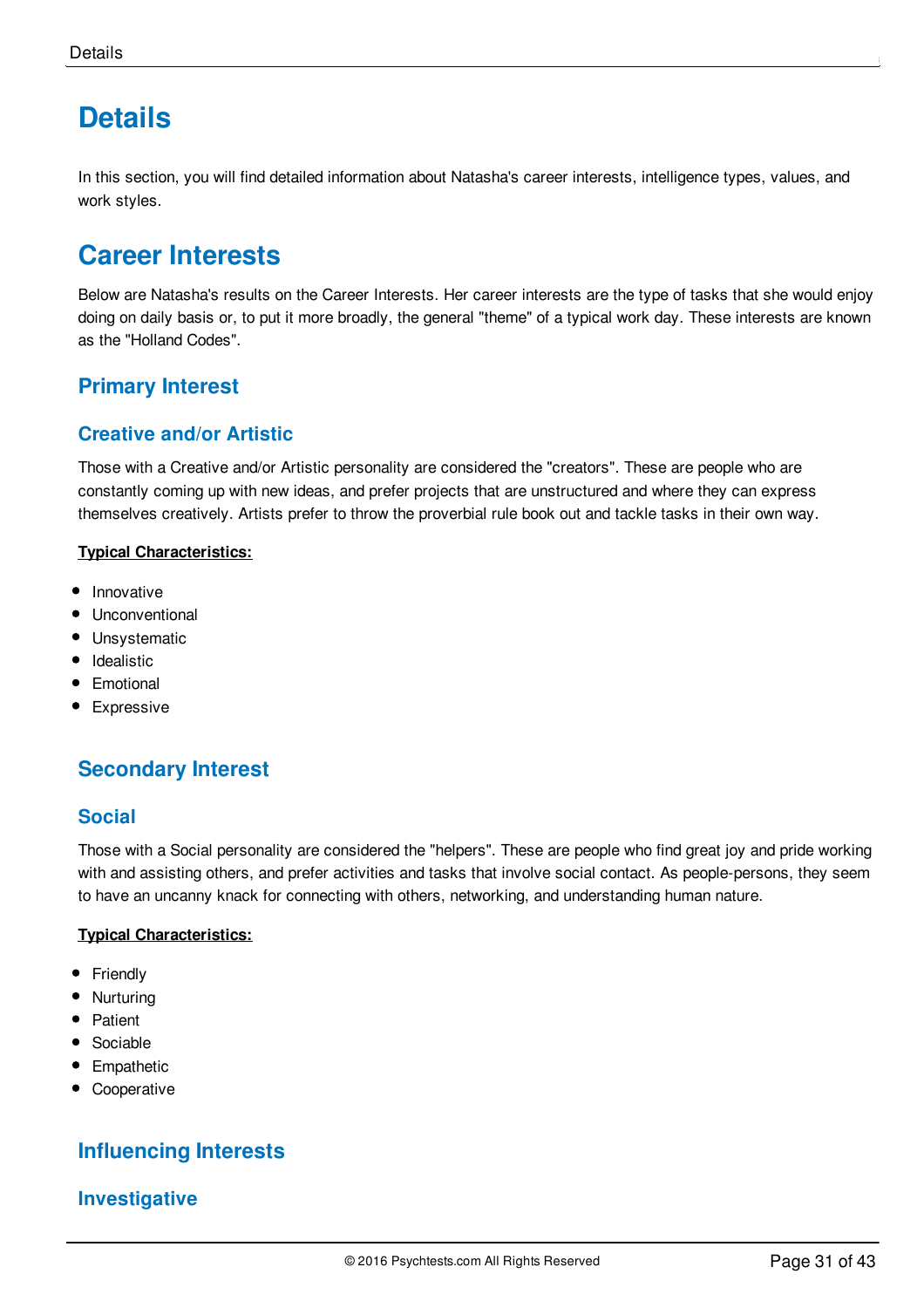# Details

In this section, you will find detailed information about Natasha's career interests, intelligence types, values, and work styles.

# Career Interests

Below are Natasha's results on the Career Interests. Her career interests are the type of tasks that she would enjoy doing on daily basis or, to put it more broadly, the general "theme" of a typical work day. These interests are known as the "Holland Codes".

## Primary Interest

### Creative and/or Artistic

Those with a Creative and/or Artistic personality are considered the "creators". These are people who are constantly coming up with new ideas, and prefer projects that are unstructured and where they can express themselves creatively. Artists prefer to throw the proverbial rule book out and tackle tasks in their own way.

**Typical Characteristics:**

- Innovative
- Unconventional
- Unsystematic
- Idealistic
- Emotional
- Expressive

## Secondary Interest

### Social

Those with a Social personality are considered the "helpers". These are people who find great joy and pride working with and assisting others, and prefer activities and tasks that involve social contact. As people-persons, they seem to have an uncanny knack for connecting with others, networking, and understanding human nature.

**Typical Characteristics:**

- Friendly
- Nurturing
- Patient
- Sociable
- Empathetic
- Cooperative

## Influencing Interests

### Investigative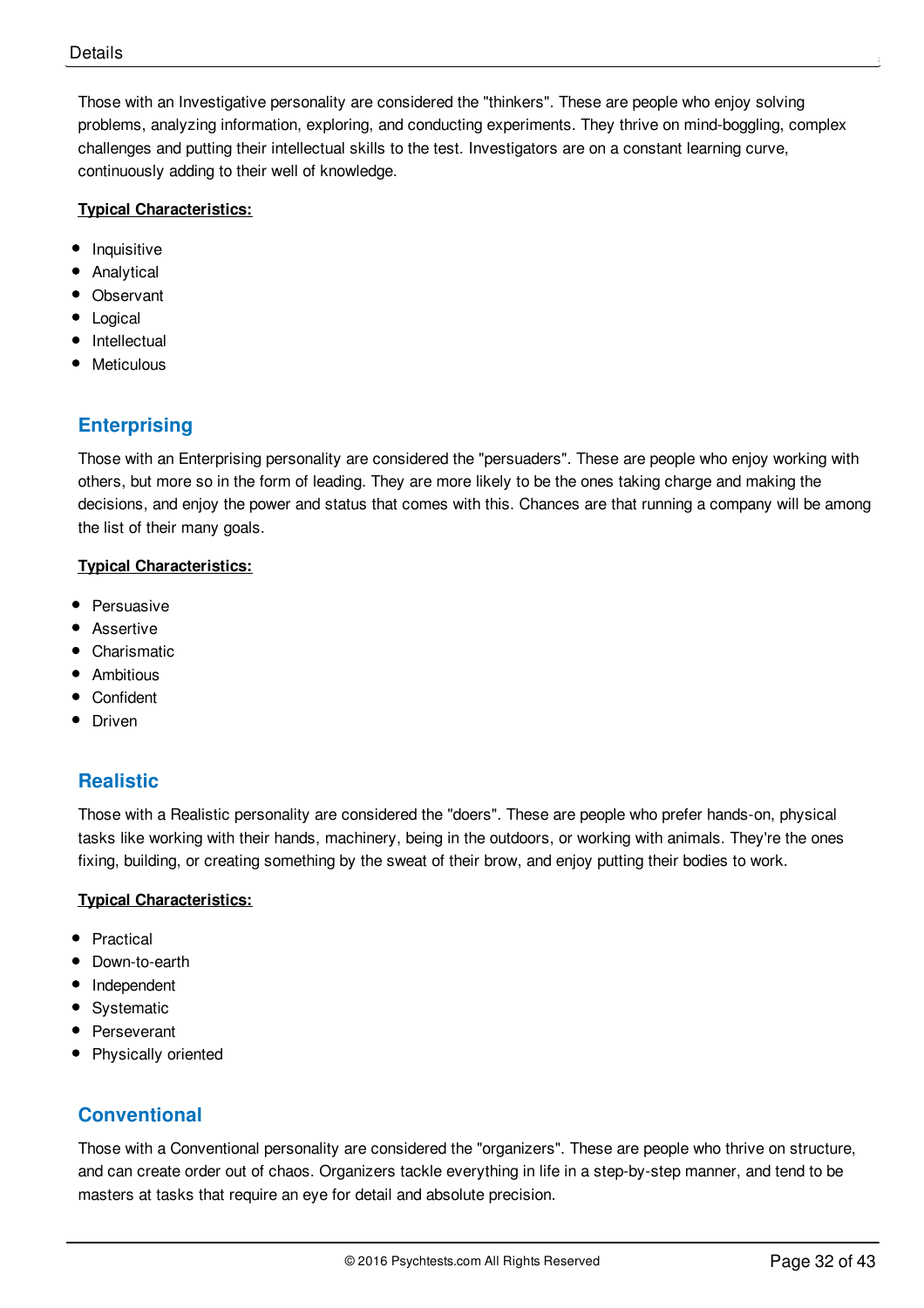Those with an Investigative personality are considered the "thinkers". These are people who enjoy solving problems, analyzing information, exploring, and conducting experiments. They thrive on mind-boggling, complex challenges and putting their intellectual skills to the test. Investigators are on a constant learning curve, continuously adding to their well of knowledge.

**Typical Characteristics:**

- Inquisitive
- Analytical
- Observant
- Logical
- Intellectual
- Meticulous

## Enterprising

Those with an Enterprising personality are considered the "persuaders". These are people who enjoy working with others, but more so in the form of leading. They are more likely to be the ones taking charge and making the decisions, and enjoy the power and status that comes with this. Chances are that running a company will be among the list of their many goals.

**Typical Characteristics:**

- Persuasive
- Assertive
- Charismatic
- Ambitious
- Confident
- Driven

## Realistic

Those with a Realistic personality are considered the "doers". These are people who prefer hands-on, physical tasks like working with their hands, machinery, being in the outdoors, or working with animals. They're the ones fixing, building, or creating something by the sweat of their brow, and enjoy putting their bodies to work.

**Typical Characteristics:**

- Practical
- Down-to-earth
- Independent
- Systematic
- Perseverant
- Physically oriented

## Conventional

Those with a Conventional personality are considered the "organizers". These are people who thrive on structure, and can create order out of chaos. Organizers tackle everything in life in a step-by-step manner, and tend to be masters at tasks that require an eye for detail and absolute precision.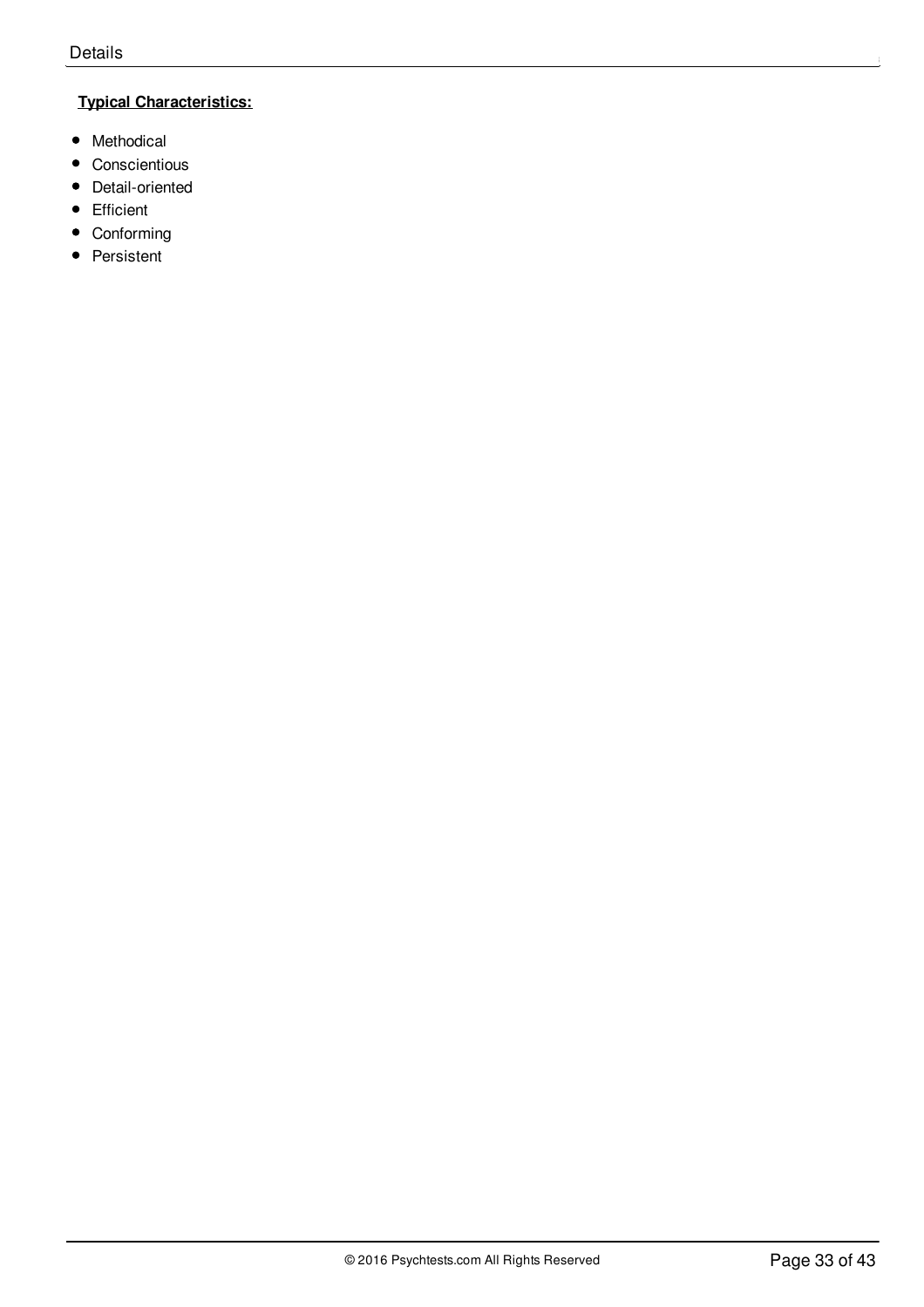**Typical Characteristics:**

- Methodical
- Conscientious
- Detail-oriented
- Efficient
- Conforming
- Persistent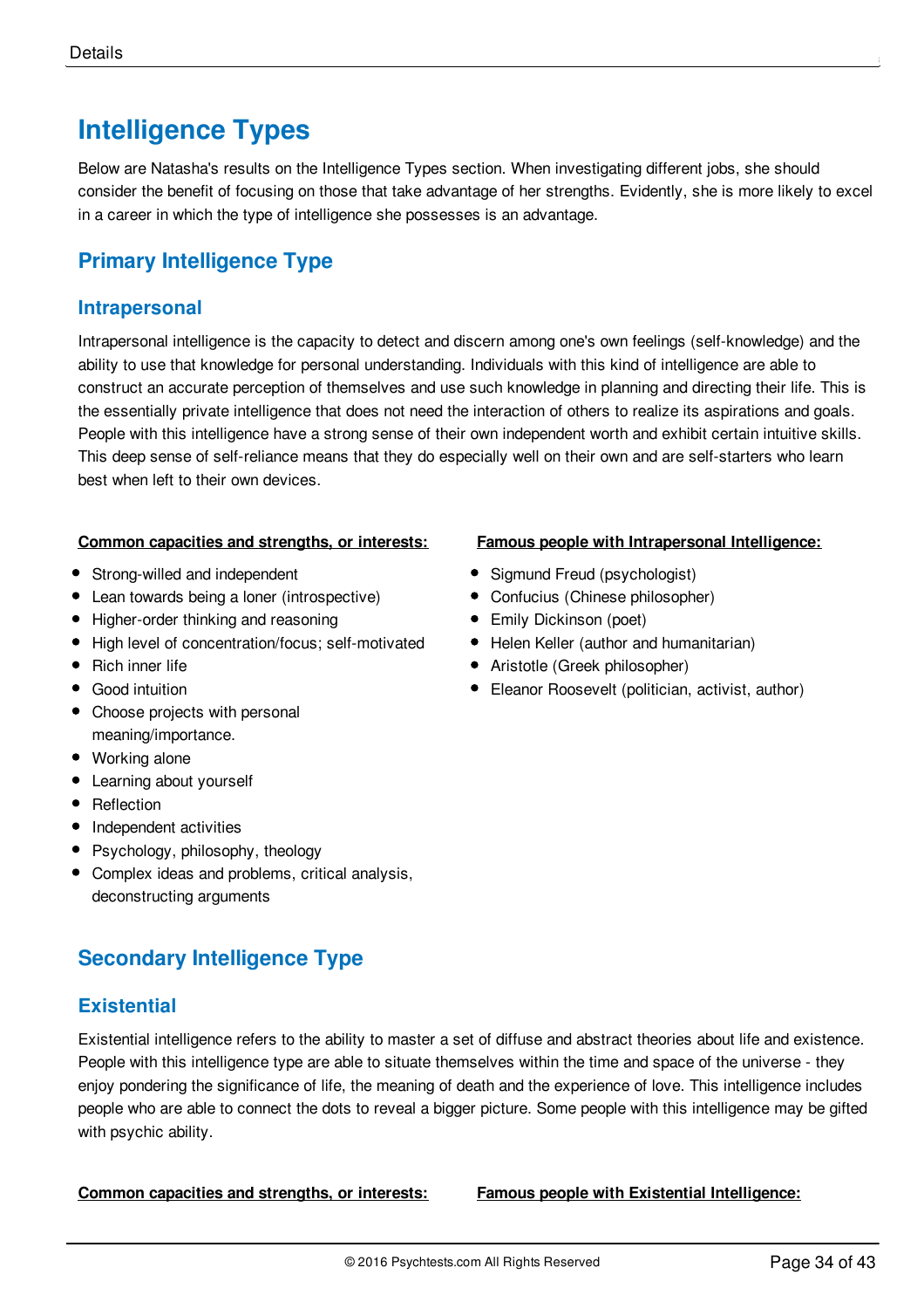# Intelligence Types

Below are Natasha's results on the Intelligence Types section. When investigating different jobs, she should consider the benefit of focusing on those that take advantage of her strengths. Evidently, she is more likely to excel in a career in which the type of intelligence she possesses is an advantage.

## Primary Intelligence Type

### Intrapersonal

Intrapersonal intelligence is the capacity to detect and discern among one's own feelings (self-knowledge) and the ability to use that knowledge for personal understanding. Individuals with this kind of intelligence are able to construct an accurate perception of themselves and use such knowledge in planning and directing their life. This is the essentially private intelligence that does not need the interaction of others to realize its aspirations and goals. People with this intelligence have a strong sense of their own independent worth and exhibit certain intuitive skills. This deep sense of self-reliance means that they do especially well on their own and are self-starters who learn best when left to their own devices.

**Common capacities and strengths, or interests:**

- Strong-willed and independent
- Lean towards being a loner (introspective)
- Higher-order thinking and reasoning
- High level of concentration/focus; self-motivated
- Rich inner life
- Good intuition
- Choose projects with personal meaning/importance.
- Working alone
- Learning about yourself
- Reflection
- Independent activities
- Psychology, philosophy, theology
- Complex ideas and problems, critical analysis, deconstructing arguments

**Famous people with Intrapersonal Intelligence:**

- Sigmund Freud (psychologist)
- Confucius (Chinese philosopher)
- Emily Dickinson (poet)
- Helen Keller (author and humanitarian)
- Aristotle (Greek philosopher)
- Eleanor Roosevelt (politician, activist, author)

## Secondary Intelligence Type

### Existential

Existential intelligence refers to the ability to master a set of diffuse and abstract theories about life and existence. People with this intelligence type are able to situate themselves within the time and space of the universe - they enjoy pondering the significance of life, the meaning of death and the experience of love. This intelligence includes people who are able to connect the dots to reveal a bigger picture. Some people with this intelligence may be gifted with psychic ability.

**Common capacities and strengths, or interests:**

**Famous people with Existential Intelligence:**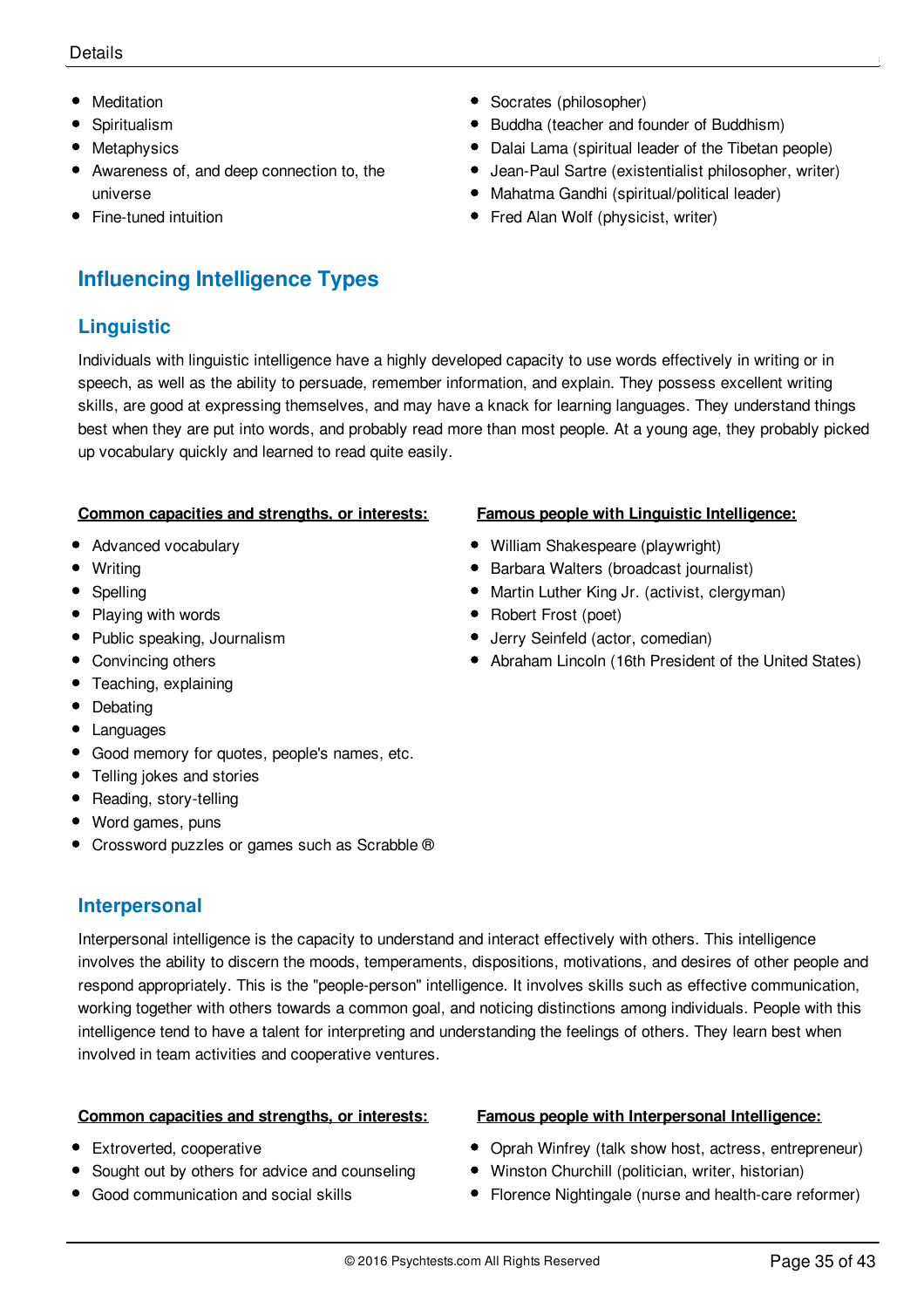- Meditation
- Spiritualism
- Metaphysics
- Awareness of, and deep connection to, the universe
- Fine-tuned intuition

- Socrates (philosopher)
- Buddha (teacher and founder of Buddhism)
- Dalai Lama (spiritual leader of the Tibetan people)
- Jean-Paul Sartre (existentialist philosopher, writer)
- Mahatma Gandhi (spiritual/political leader)
- Fred Alan Wolf (physicist, writer)

## Influencing Intelligence Types

### Linguistic

Individuals with linguistic intelligence have a highly developed capacity to use words effectively in writing or in speech, as well as the ability to persuade, remember information, and explain. They possess excellent writing skills, are good at expressing themselves, and may have a knack for learning languages. They understand things best when they are put into words, and probably read more than most people. At a young age, they probably picked up vocabulary quickly and learned to read quite easily.

**Common capacities and strengths, or interests:**

- Advanced vocabulary
- Writing
- Spelling
- Playing with words
- Public speaking, Journalism
- Convincing others
- Teaching, explaining
- Debating
- Languages
- Good memory for quotes, people's names, etc.
- Telling jokes and stories
- Reading, story-telling
- Word games, puns
- Crossword puzzles or games such as Scrabble ®

**Famous people with Linguistic Intelligence:**

- William Shakespeare (playwright)
- Barbara Walters (broadcast journalist)
- Martin Luther King Jr. (activist, clergyman)
- Robert Frost (poet)
- Jerry Seinfeld (actor, comedian)
- Abraham Lincoln (16th President of the United States)

### Interpersonal

Interpersonal intelligence is the capacity to understand and interact effectively with others. This intelligence involves the ability to discern the moods, temperaments, dispositions, motivations, and desires of other people and respond appropriately. This is the "people-person" intelligence. It involves skills such as effective communication, working together with others towards a common goal, and noticing distinctions among individuals. People with this intelligence tend to have a talent for interpreting and understanding the feelings of others. They learn best when involved in team activities and cooperative ventures.

**Common capacities and strengths, or interests:**

- Extroverted, cooperative
- Sought out by others for advice and counseling
- Good communication and social skills

**Famous people with Interpersonal Intelligence:**

- Oprah Winfrey (talk show host, actress, entrepreneur)
- Winston Churchill (politician, writer, historian)
- Florence Nightingale (nurse and health-care reformer)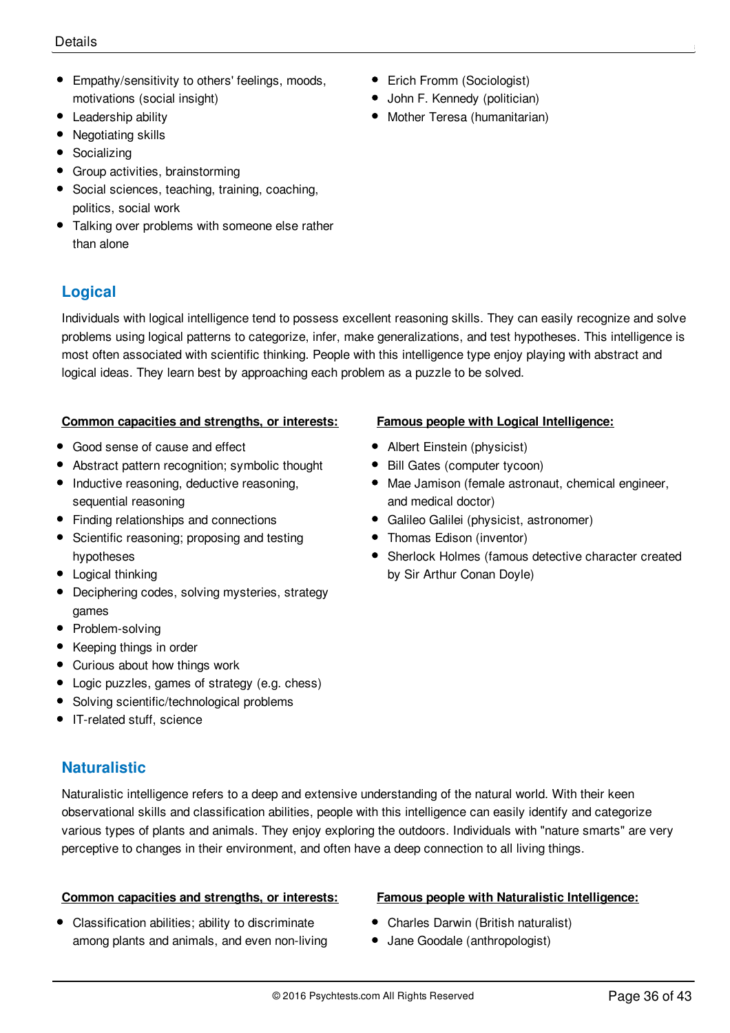- Empathy/sensitivity to others' feelings, moods, motivations (social insight)
- Leadership ability
- Negotiating skills
- Socializing
- Group activities, brainstorming
- Social sciences, teaching, training, coaching, politics, social work
- Talking over problems with someone else rather than alone

- Erich Fromm (Sociologist)
- John F. Kennedy (politician)
- Mother Teresa (humanitarian)

## Logical

Individuals with logical intelligence tend to possess excellent reasoning skills. They can easily recognize and solve problems using logical patterns to categorize, infer, make generalizations, and test hypotheses. This intelligence is most often associated with scientific thinking. People with this intelligence type enjoy playing with abstract and logical ideas. They learn best by approaching each problem as a puzzle to be solved.

**Common capacities and strengths, or interests:**

- Good sense of cause and effect
- Abstract pattern recognition; symbolic thought
- Inductive reasoning, deductive reasoning, sequential reasoning
- Finding relationships and connections
- Scientific reasoning; proposing and testing hypotheses
- Logical thinking
- Deciphering codes, solving mysteries, strategy games
- Problem-solving
- Keeping things in order
- Curious about how things work
- Logic puzzles, games of strategy (e.g. chess)
- Solving scientific/technological problems
- IT-related stuff, science

**Famous people with Logical Intelligence:**

- Albert Einstein (physicist)
- Bill Gates (computer tycoon)
- Mae Jamison (female astronaut, chemical engineer, and medical doctor)
- Galileo Galilei (physicist, astronomer)
- Thomas Edison (inventor)
- Sherlock Holmes (famous detective character created by Sir Arthur Conan Doyle)

## Naturalistic

Naturalistic intelligence refers to a deep and extensive understanding of the natural world. With their keen observational skills and classification abilities, people with this intelligence can easily identify and categorize various types of plants and animals. They enjoy exploring the outdoors. Individuals with "nature smarts" are very perceptive to changes in their environment, and often have a deep connection to all living things.

**Common capacities and strengths, or interests:**

- Classification abilities; ability to discriminate among plants and animals, and even non-living

**Famous people with Naturalistic Intelligence:**

- Charles Darwin (British naturalist)
- Jane Goodale (anthropologist)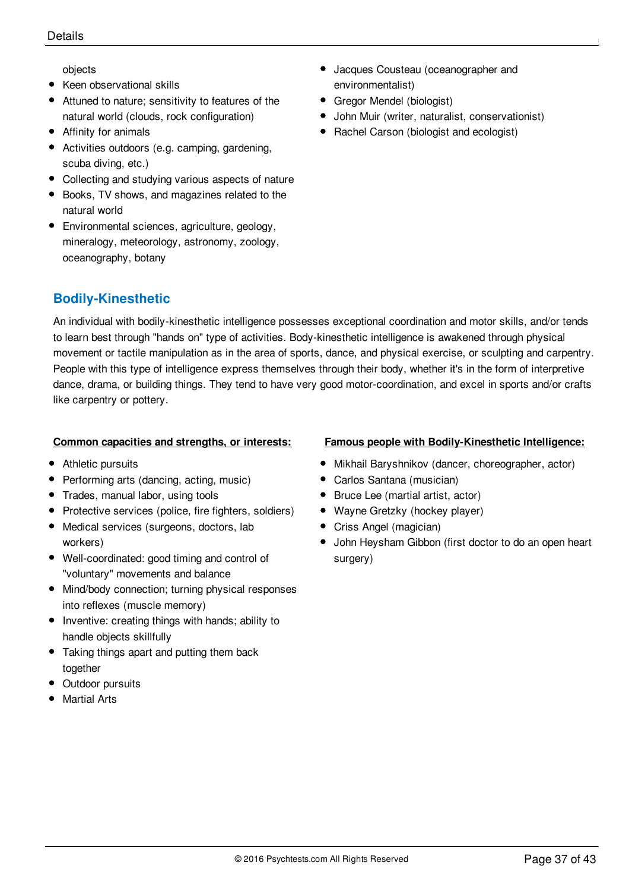objects

- Keen observational skills
- Attuned to nature; sensitivity to features of the natural world (clouds, rock configuration)
- Affinity for animals
- Activities outdoors (e.g. camping, gardening, scuba diving, etc.)
- Collecting and studying various aspects of nature
- Books, TV shows, and magazines related to the natural world
- Environmental sciences, agriculture, geology, mineralogy, meteorology, astronomy, zoology, oceanography, botany

- Jacques Cousteau (oceanographer and environmentalist)
- Gregor Mendel (biologist)
- John Muir (writer, naturalist, conservationist)
- Rachel Carson (biologist and ecologist)

## Bodily-Kinesthetic

An individual with bodily-kinesthetic intelligence possesses exceptional coordination and motor skills, and/or tends to learn best through "hands on" type of activities. Body-kinesthetic intelligence is awakened through physical movement or tactile manipulation as in the area of sports, dance, and physical exercise, or sculpting and carpentry. People with this type of intelligence express themselves through their body, whether it's in the form of interpretive dance, drama, or building things. They tend to have very good motor-coordination, and excel in sports and/or crafts like carpentry or pottery.

**Common capacities and strengths, or interests:**

- Athletic pursuits
- Performing arts (dancing, acting, music)
- Trades, manual labor, using tools
- Protective services (police, fire fighters, soldiers)
- Medical services (surgeons, doctors, lab workers)
- Well-coordinated: good timing and control of "voluntary" movements and balance
- Mind/body connection; turning physical responses into reflexes (muscle memory)
- Inventive: creating things with hands; ability to handle objects skillfully
- Taking things apart and putting them back together
- Outdoor pursuits
- Martial Arts

**Famous people with Bodily-Kinesthetic Intelligence:**

- Mikhail Baryshnikov (dancer, choreographer, actor)
- Carlos Santana (musician)
- Bruce Lee (martial artist, actor)
- Wayne Gretzky (hockey player)
- Criss Angel (magician)
- John Heysham Gibbon (first doctor to do an open heart surgery)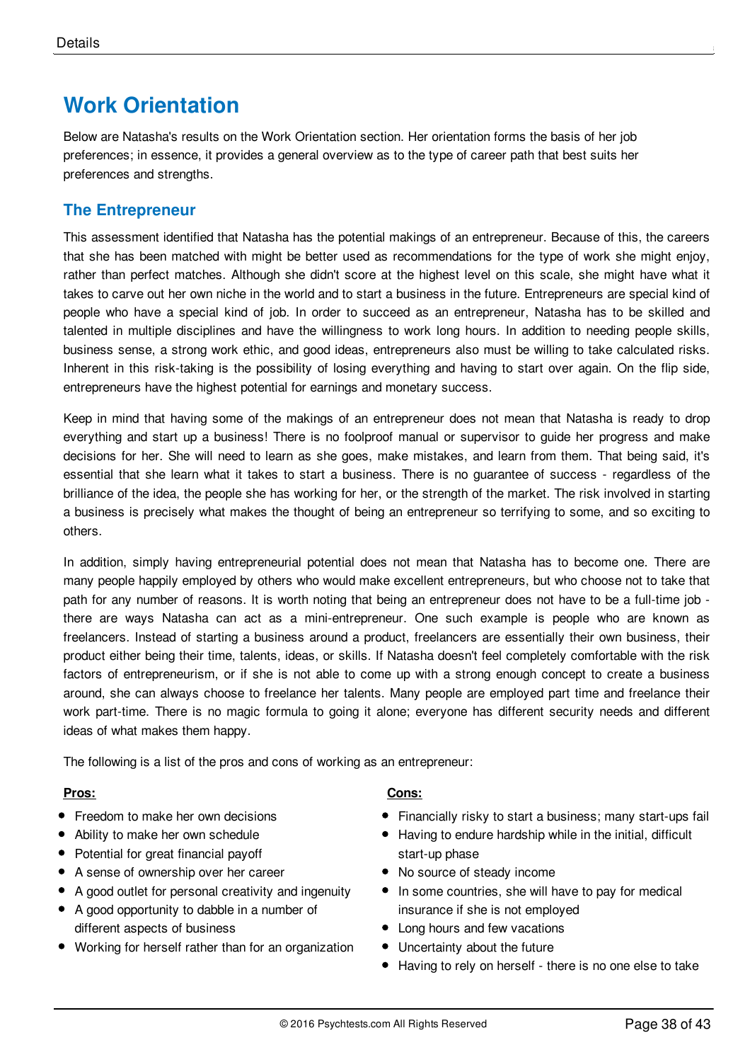# Work Orientation

Below are Natasha's results on the Work Orientation section. Her orientation forms the basis of her job preferences; in essence, it provides a general overview as to the type of career path that best suits her preferences and strengths.

## The Entrepreneur

This assessment identified that Natasha has the potential makings of an entrepreneur. Because of this, the careers that she has been matched with might be better used as recommendations for the type of work she might enjoy, rather than perfect matches. Although she didn't score at the highest level on this scale, she might have what it takes to carve out her own niche in the world and to start a business in the future. Entrepreneurs are special kind of people who have a special kind of job. In order to succeed as an entrepreneur, Natasha has to be skilled and talented in multiple disciplines and have the willingness to work long hours. In addition to needing people skills, business sense, a strong work ethic, and good ideas, entrepreneurs also must be willing to take calculated risks. Inherent in this risk-taking is the possibility of losing everything and having to start over again. On the flip side, entrepreneurs have the highest potential for earnings and monetary success.

Keep in mind that having some of the makings of an entrepreneur does not mean that Natasha is ready to drop everything and start up a business! There is no foolproof manual or supervisor to guide her progress and make decisions for her. She will need to learn as she goes, make mistakes, and learn from them. That being said, it's essential that she learn what it takes to start a business. There is no guarantee of success - regardless of the brilliance of the idea, the people she has working for her, or the strength of the market. The risk involved in starting a business is precisely what makes the thought of being an entrepreneur so terrifying to some, and so exciting to others.

In addition, simply having entrepreneurial potential does not mean that Natasha has to become one. There are many people happily employed by others who would make excellent entrepreneurs, but who choose not to take that path for any number of reasons. It is worth noting that being an entrepreneur does not have to be a full-time job - there are ways Natasha can act as a mini-entrepreneur. One such example is people who are known as freelancers. Instead of starting a business around a product, freelancers are essentially their own business, their product either being their time, talents, ideas, or skills. If Natasha doesn't feel completely comfortable with the risk factors of entrepreneurism, or if she is not able to come up with a strong enough concept to create a business around, she can always choose to freelance her talents. Many people are employed part time and freelance their work part-time. There is no magic formula to going it alone; everyone has different security needs and different ideas of what makes them happy.

The following is a list of the pros and cons of working as an entrepreneur:

**Pros:**

- Freedom to make her own decisions
- Ability to make her own schedule
- Potential for great financial payoff
- A sense of ownership over her career
- A good outlet for personal creativity and ingenuity
- A good opportunity to dabble in a number of different aspects of business
- Working for herself rather than for an organization

**Cons:**

- Financially risky to start a business; many start-ups fail
- Having to endure hardship while in the initial, difficult start-up phase
- No source of steady income
- In some countries, she will have to pay for medical insurance if she is not employed
- Long hours and few vacations
- Uncertainty about the future
- Having to rely on herself - there is no one else to take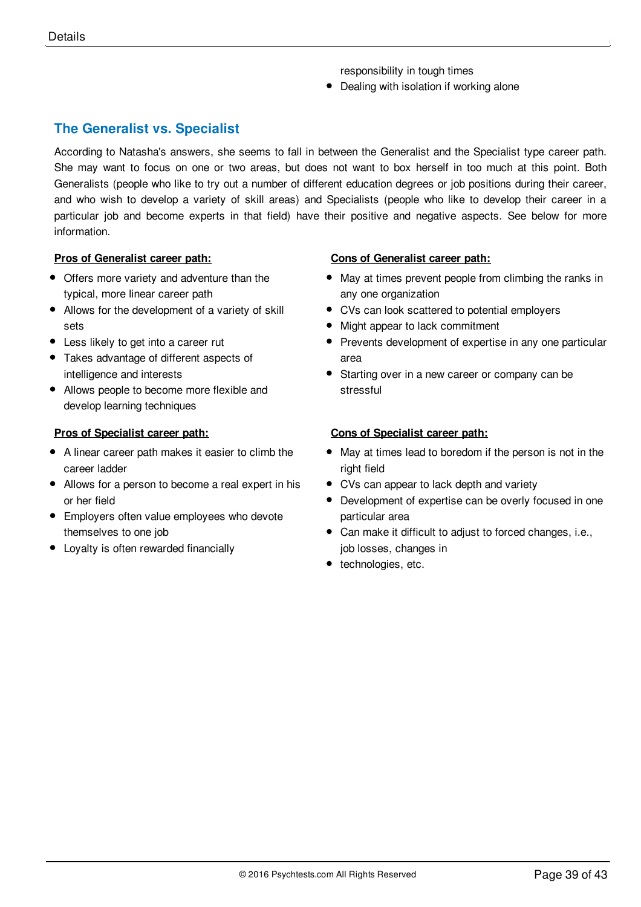responsibility in tough times
- Dealing with isolation if working alone

## The Generalist vs. Specialist

According to Natasha's answers, she seems to fall in between the Generalist and the Specialist type career path. She may want to focus on one or two areas, but does not want to box herself in too much at this point. Both Generalists (people who like to try out a number of different education degrees or job positions during their career, and who wish to develop a variety of skill areas) and Specialists (people who like to develop their career in a particular job and become experts in that field) have their positive and negative aspects. See below for more information.

**Pros of Generalist career path:**

- Offers more variety and adventure than the typical, more linear career path
- Allows for the development of a variety of skill sets
- Less likely to get into a career rut
- Takes advantage of different aspects of intelligence and interests
- Allows people to become more flexible and develop learning techniques

**Cons of Generalist career path:**

- May at times prevent people from climbing the ranks in any one organization
- CVs can look scattered to potential employers
- Might appear to lack commitment
- Prevents development of expertise in any one particular area
- Starting over in a new career or company can be stressful

**Pros of Specialist career path:**

- A linear career path makes it easier to climb the career ladder
- Allows for a person to become a real expert in his or her field
- Employers often value employees who devote themselves to one job
- Loyalty is often rewarded financially

**Cons of Specialist career path:**

- May at times lead to boredom if the person is not in the right field
- CVs can appear to lack depth and variety
- Development of expertise can be overly focused in one particular area
- Can make it difficult to adjust to forced changes, i.e., job losses, changes in
- technologies, etc.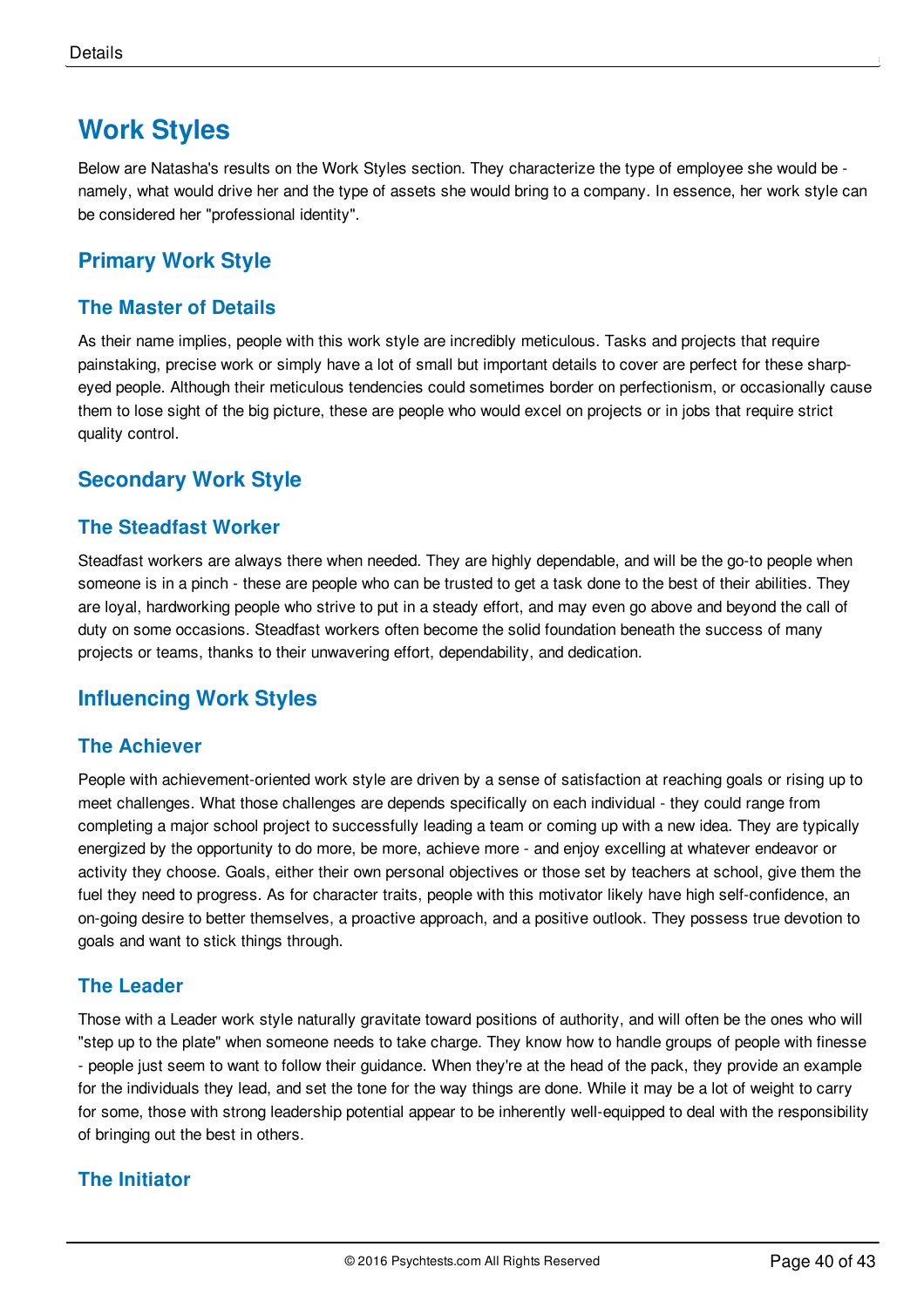# Work Styles

Below are Natasha's results on the Work Styles section. They characterize the type of employee she would be - namely, what would drive her and the type of assets she would bring to a company. In essence, her work style can be considered her "professional identity".

## Primary Work Style

### The Master of Details

As their name implies, people with this work style are incredibly meticulous. Tasks and projects that require painstaking, precise work or simply have a lot of small but important details to cover are perfect for these sharp-eyed people. Although their meticulous tendencies could sometimes border on perfectionism, or occasionally cause them to lose sight of the big picture, these are people who would excel on projects or in jobs that require strict quality control.

## Secondary Work Style

### The Steadfast Worker

Steadfast workers are always there when needed. They are highly dependable, and will be the go-to people when someone is in a pinch - these are people who can be trusted to get a task done to the best of their abilities. They are loyal, hardworking people who strive to put in a steady effort, and may even go above and beyond the call of duty on some occasions. Steadfast workers often become the solid foundation beneath the success of many projects or teams, thanks to their unwavering effort, dependability, and dedication.

## Influencing Work Styles

### The Achiever

People with achievement-oriented work style are driven by a sense of satisfaction at reaching goals or rising up to meet challenges. What those challenges are depends specifically on each individual - they could range from completing a major school project to successfully leading a team or coming up with a new idea. They are typically energized by the opportunity to do more, be more, achieve more - and enjoy excelling at whatever endeavor or activity they choose. Goals, either their own personal objectives or those set by teachers at school, give them the fuel they need to progress. As for character traits, people with this motivator likely have high self-confidence, an on-going desire to better themselves, a proactive approach, and a positive outlook. They possess true devotion to goals and want to stick things through.

### The Leader

Those with a Leader work style naturally gravitate toward positions of authority, and will often be the ones who will "step up to the plate" when someone needs to take charge. They know how to handle groups of people with finesse - people just seem to want to follow their guidance. When they're at the head of the pack, they provide an example for the individuals they lead, and set the tone for the way things are done. While it may be a lot of weight to carry for some, those with strong leadership potential appear to be inherently well-equipped to deal with the responsibility of bringing out the best in others.

### The Initiator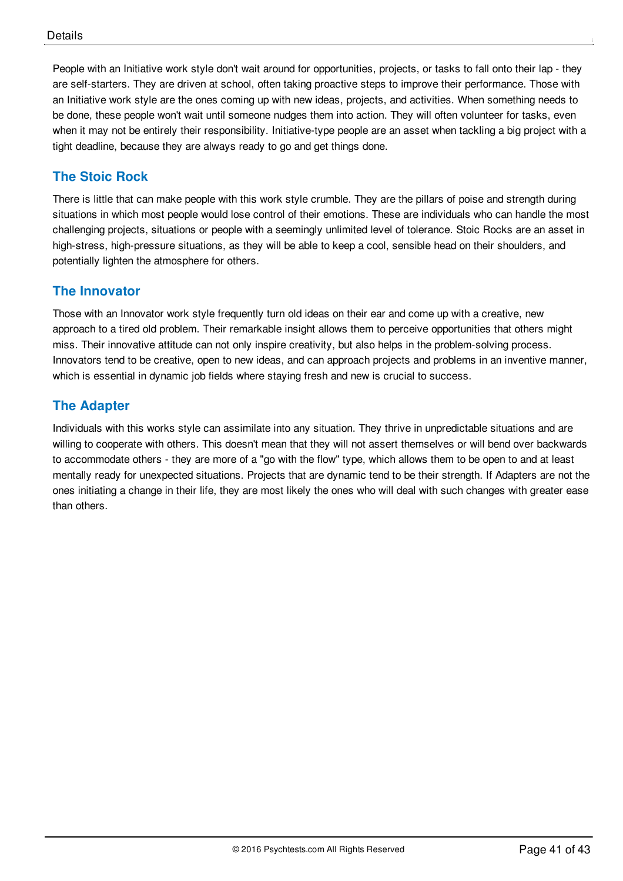People with an Initiative work style don't wait around for opportunities, projects, or tasks to fall onto their lap - they are self-starters. They are driven at school, often taking proactive steps to improve their performance. Those with an Initiative work style are the ones coming up with new ideas, projects, and activities. When something needs to be done, these people won't wait until someone nudges them into action. They will often volunteer for tasks, even when it may not be entirely their responsibility. Initiative-type people are an asset when tackling a big project with a tight deadline, because they are always ready to go and get things done.

### The Stoic Rock

There is little that can make people with this work style crumble. They are the pillars of poise and strength during situations in which most people would lose control of their emotions. These are individuals who can handle the most challenging projects, situations or people with a seemingly unlimited level of tolerance. Stoic Rocks are an asset in high-stress, high-pressure situations, as they will be able to keep a cool, sensible head on their shoulders, and potentially lighten the atmosphere for others.

### The Innovator

Those with an Innovator work style frequently turn old ideas on their ear and come up with a creative, new approach to a tired old problem. Their remarkable insight allows them to perceive opportunities that others might miss. Their innovative attitude can not only inspire creativity, but also helps in the problem-solving process. Innovators tend to be creative, open to new ideas, and can approach projects and problems in an inventive manner, which is essential in dynamic job fields where staying fresh and new is crucial to success.

### The Adapter

Individuals with this works style can assimilate into any situation. They thrive in unpredictable situations and are willing to cooperate with others. This doesn't mean that they will not assert themselves or will bend over backwards to accommodate others - they are more of a "go with the flow" type, which allows them to be open to and at least mentally ready for unexpected situations. Projects that are dynamic tend to be their strength. If Adapters are not the ones initiating a change in their life, they are most likely the ones who will deal with such changes with greater ease than others.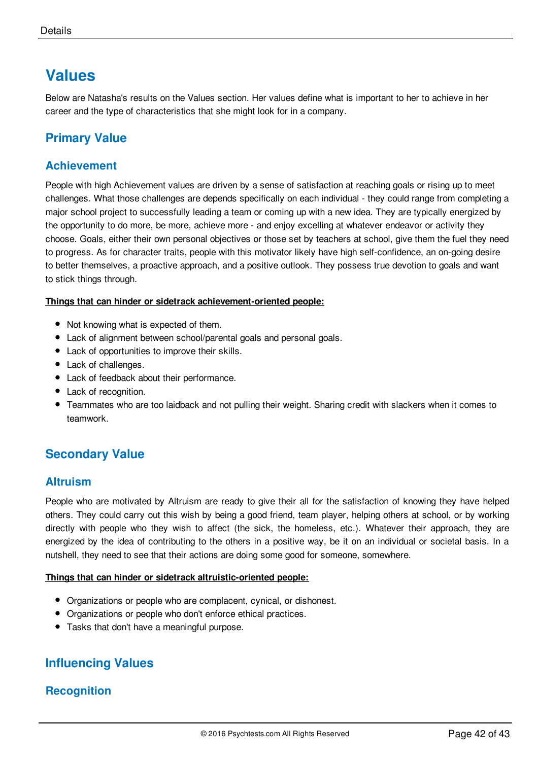# Values

Below are Natasha's results on the Values section. Her values define what is important to her to achieve in her career and the type of characteristics that she might look for in a company.

## Primary Value

### Achievement

People with high Achievement values are driven by a sense of satisfaction at reaching goals or rising up to meet challenges. What those challenges are depends specifically on each individual - they could range from completing a major school project to successfully leading a team or coming up with a new idea. They are typically energized by the opportunity to do more, be more, achieve more - and enjoy excelling at whatever endeavor or activity they choose. Goals, either their own personal objectives or those set by teachers at school, give them the fuel they need to progress. As for character traits, people with this motivator likely have high self-confidence, an on-going desire to better themselves, a proactive approach, and a positive outlook. They possess true devotion to goals and want to stick things through.

**Things that can hinder or sidetrack achievement-oriented people:**

- Not knowing what is expected of them.
- Lack of alignment between school/parental goals and personal goals.
- Lack of opportunities to improve their skills.
- Lack of challenges.
- Lack of feedback about their performance.
- Lack of recognition.
- Teammates who are too laidback and not pulling their weight. Sharing credit with slackers when it comes to teamwork.

## Secondary Value

### Altruism

People who are motivated by Altruism are ready to give their all for the satisfaction of knowing they have helped others. They could carry out this wish by being a good friend, team player, helping others at school, or by working directly with people who they wish to affect (the sick, the homeless, etc.). Whatever their approach, they are energized by the idea of contributing to the others in a positive way, be it on an individual or societal basis. In a nutshell, they need to see that their actions are doing some good for someone, somewhere.

**Things that can hinder or sidetrack altruistic-oriented people:**

- Organizations or people who are complacent, cynical, or dishonest.
- Organizations or people who don't enforce ethical practices.
- Tasks that don't have a meaningful purpose.

## Influencing Values

### Recognition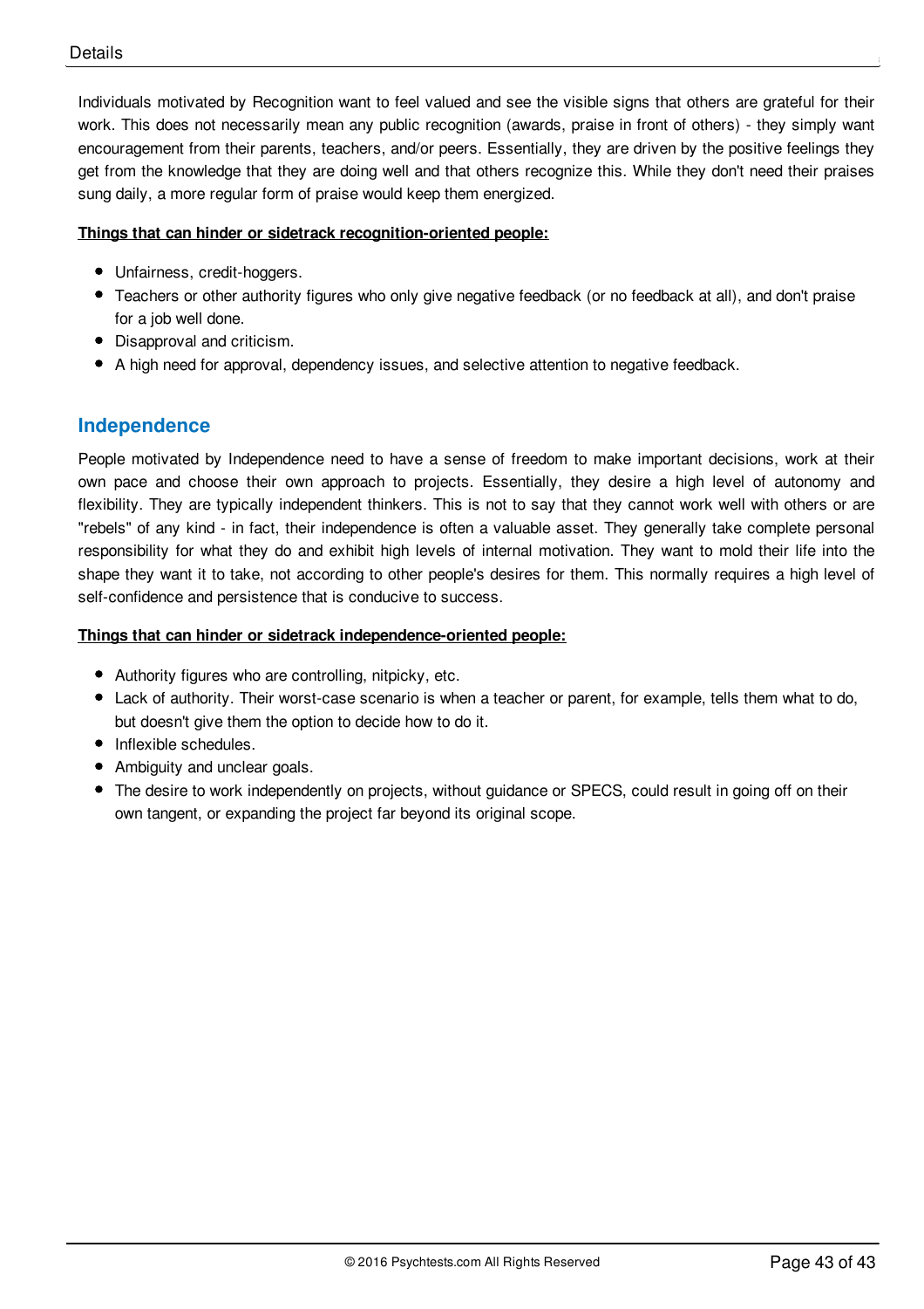Individuals motivated by Recognition want to feel valued and see the visible signs that others are grateful for their work. This does not necessarily mean any public recognition (awards, praise in front of others) - they simply want encouragement from their parents, teachers, and/or peers. Essentially, they are driven by the positive feelings they get from the knowledge that they are doing well and that others recognize this. While they don't need their praises sung daily, a more regular form of praise would keep them energized.

**Things that can hinder or sidetrack recognition-oriented people:**

- Unfairness, credit-hoggers.
- Teachers or other authority figures who only give negative feedback (or no feedback at all), and don't praise for a job well done.
- Disapproval and criticism.
- A high need for approval, dependency issues, and selective attention to negative feedback.

## Independence

People motivated by Independence need to have a sense of freedom to make important decisions, work at their own pace and choose their own approach to projects. Essentially, they desire a high level of autonomy and flexibility. They are typically independent thinkers. This is not to say that they cannot work well with others or are "rebels" of any kind - in fact, their independence is often a valuable asset. They generally take complete personal responsibility for what they do and exhibit high levels of internal motivation. They want to mold their life into the shape they want it to take, not according to other people's desires for them. This normally requires a high level of self-confidence and persistence that is conducive to success.

**Things that can hinder or sidetrack independence-oriented people:**

- Authority figures who are controlling, nitpicky, etc.
- Lack of authority. Their worst-case scenario is when a teacher or parent, for example, tells them what to do, but doesn't give them the option to decide how to do it.
- Inflexible schedules.
- Ambiguity and unclear goals.
- The desire to work independently on projects, without guidance or SPECS, could result in going off on their own tangent, or expanding the project far beyond its original scope.

© 2016 Psychtests.com All Rights Reserved